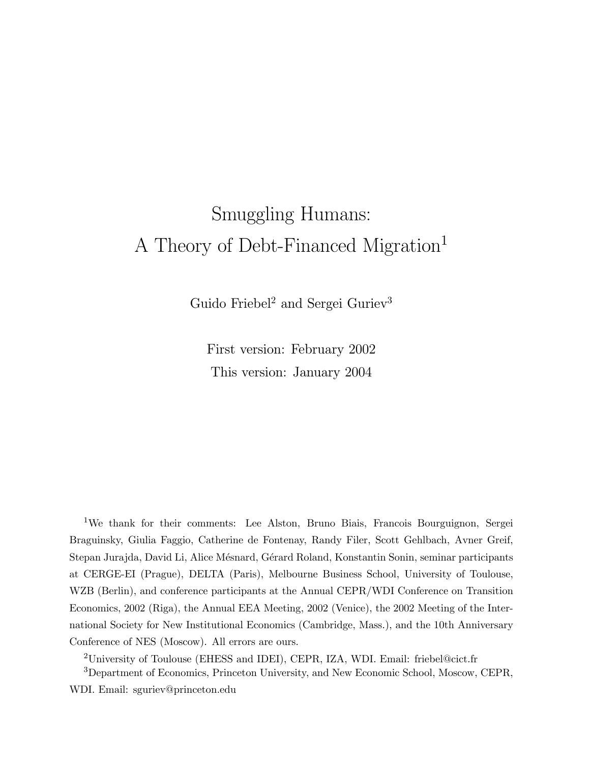# Smuggling Humans: A Theory of Debt-Financed Migration[1]

Guido Friebel[2] and Sergei Guriev[3]

First version: February 2002

This version: January 2004

[1]We thank for their comments: Lee Alston, Bruno Biais, Francois Bourguignon, Sergei Braguinsky, Giulia Faggio, Catherine de Fontenay, Randy Filer, Scott Gehlbach, Avner Greif, Stepan Jurajda, David Li, Alice Mésnard, Gérard Roland, Konstantin Sonin, seminar participants at CERGE-EI (Prague), DELTA (Paris), Melbourne Business School, University of Toulouse, WZB (Berlin), and conference participants at the Annual CEPR/WDI Conference on Transition Economics, 2002 (Riga), the Annual EEA Meeting, 2002 (Venice), the 2002 Meeting of the International Society for New Institutional Economics (Cambridge, Mass.), and the 10th Anniversary Conference of NES (Moscow). All errors are ours.

[2]University of Toulouse (EHESS and IDEI), CEPR, IZA, WDI. Email: friebel@cict.fr

[3]Department of Economics, Princeton University, and New Economic School, Moscow, CEPR, WDI. Email: sguriev@princeton.edu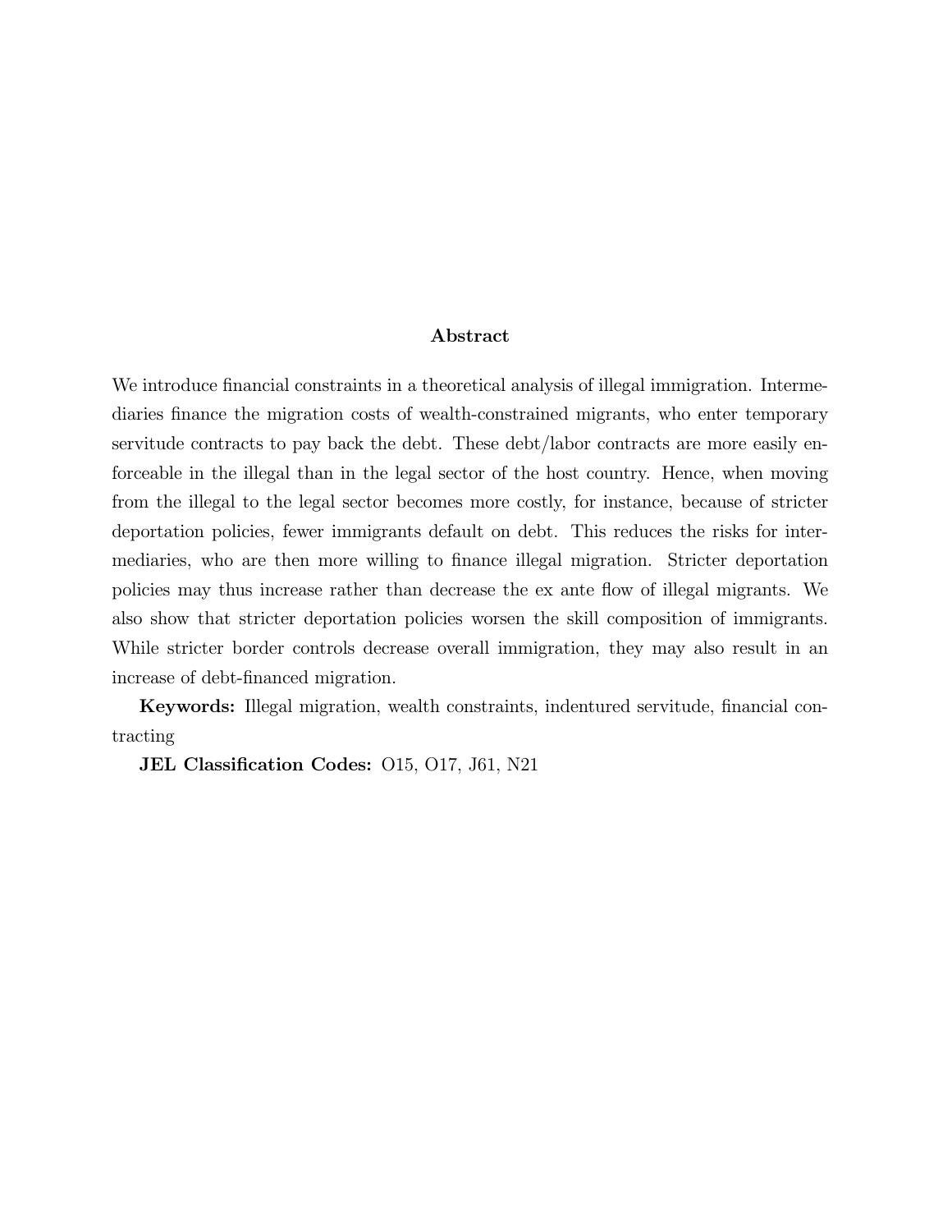## Abstract

We introduce financial constraints in a theoretical analysis of illegal immigration. Intermediaries finance the migration costs of wealth-constrained migrants, who enter temporary servitude contracts to pay back the debt. These debt/labor contracts are more easily enforceable in the illegal than in the legal sector of the host country. Hence, when moving from the illegal to the legal sector becomes more costly, for instance, because of stricter deportation policies, fewer immigrants default on debt. This reduces the risks for intermediaries, who are then more willing to finance illegal migration. Stricter deportation policies may thus increase rather than decrease the ex ante flow of illegal migrants. We also show that stricter deportation policies worsen the skill composition of immigrants. While stricter border controls decrease overall immigration, they may also result in an increase of debt-financed migration.

**Keywords:** Illegal migration, wealth constraints, indentured servitude, financial contracting

**JEL Classification Codes:** O15, O17, J61, N21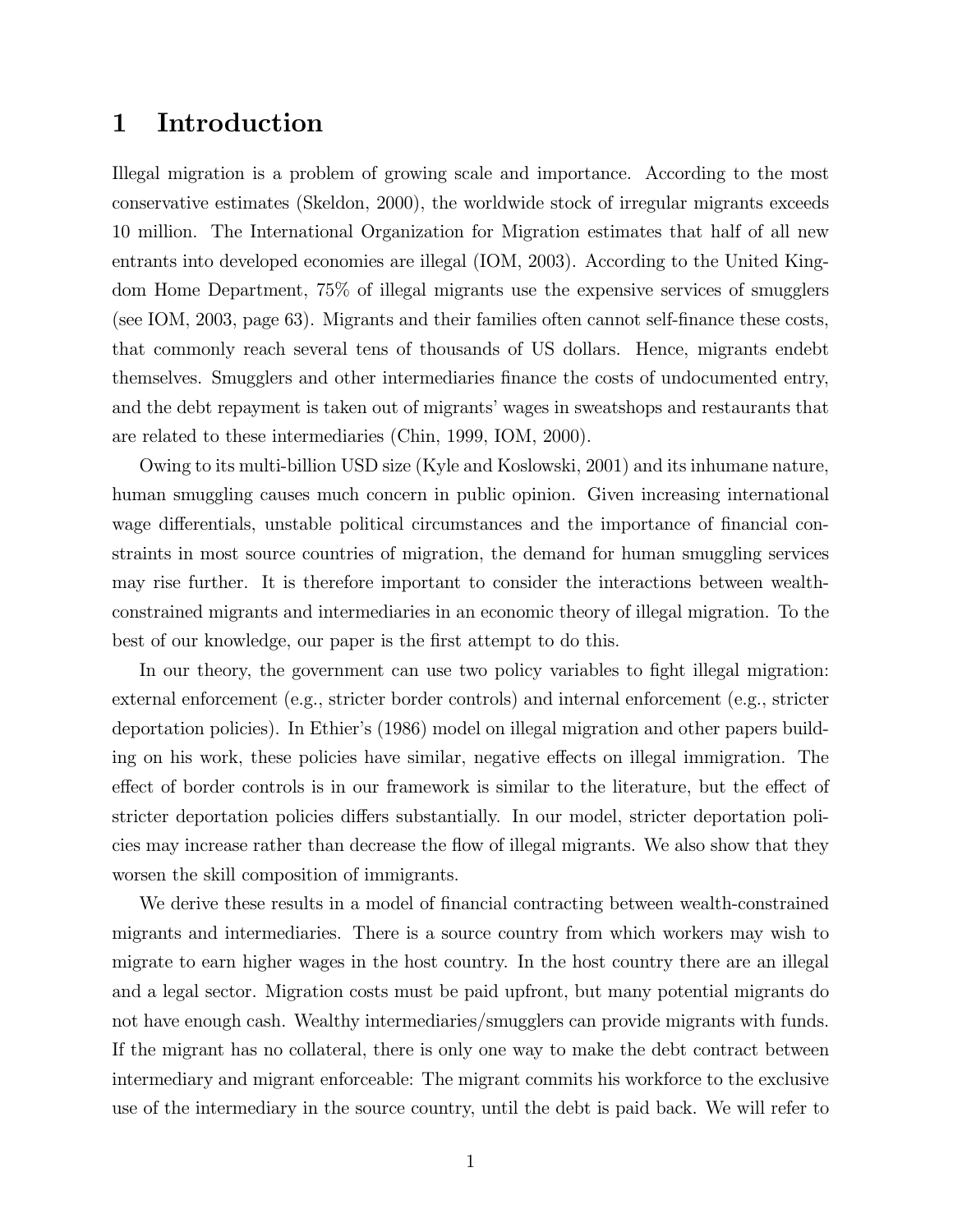# 1 Introduction

Illegal migration is a problem of growing scale and importance. According to the most conservative estimates (Skeldon, 2000), the worldwide stock of irregular migrants exceeds 10 million. The International Organization for Migration estimates that half of all new entrants into developed economies are illegal (IOM, 2003). According to the United Kingdom Home Department, 75% of illegal migrants use the expensive services of smugglers (see IOM, 2003, page 63). Migrants and their families often cannot self-finance these costs, that commonly reach several tens of thousands of US dollars. Hence, migrants endebt themselves. Smugglers and other intermediaries finance the costs of undocumented entry, and the debt repayment is taken out of migrants' wages in sweatshops and restaurants that are related to these intermediaries (Chin, 1999, IOM, 2000).

Owing to its multi-billion USD size (Kyle and Koslowski, 2001) and its inhumane nature, human smuggling causes much concern in public opinion. Given increasing international wage differentials, unstable political circumstances and the importance of financial constraints in most source countries of migration, the demand for human smuggling services may rise further. It is therefore important to consider the interactions between wealth-constrained migrants and intermediaries in an economic theory of illegal migration. To the best of our knowledge, our paper is the first attempt to do this.

In our theory, the government can use two policy variables to fight illegal migration: external enforcement (e.g., stricter border controls) and internal enforcement (e.g., stricter deportation policies). In Ethier's (1986) model on illegal migration and other papers building on his work, these policies have similar, negative effects on illegal immigration. The effect of border controls is in our framework is similar to the literature, but the effect of stricter deportation policies differs substantially. In our model, stricter deportation policies may increase rather than decrease the flow of illegal migrants. We also show that they worsen the skill composition of immigrants.

We derive these results in a model of financial contracting between wealth-constrained migrants and intermediaries. There is a source country from which workers may wish to migrate to earn higher wages in the host country. In the host country there are an illegal and a legal sector. Migration costs must be paid upfront, but many potential migrants do not have enough cash. Wealthy intermediaries/smugglers can provide migrants with funds. If the migrant has no collateral, there is only one way to make the debt contract between intermediary and migrant enforceable: The migrant commits his workforce to the exclusive use of the intermediary in the source country, until the debt is paid back. We will refer to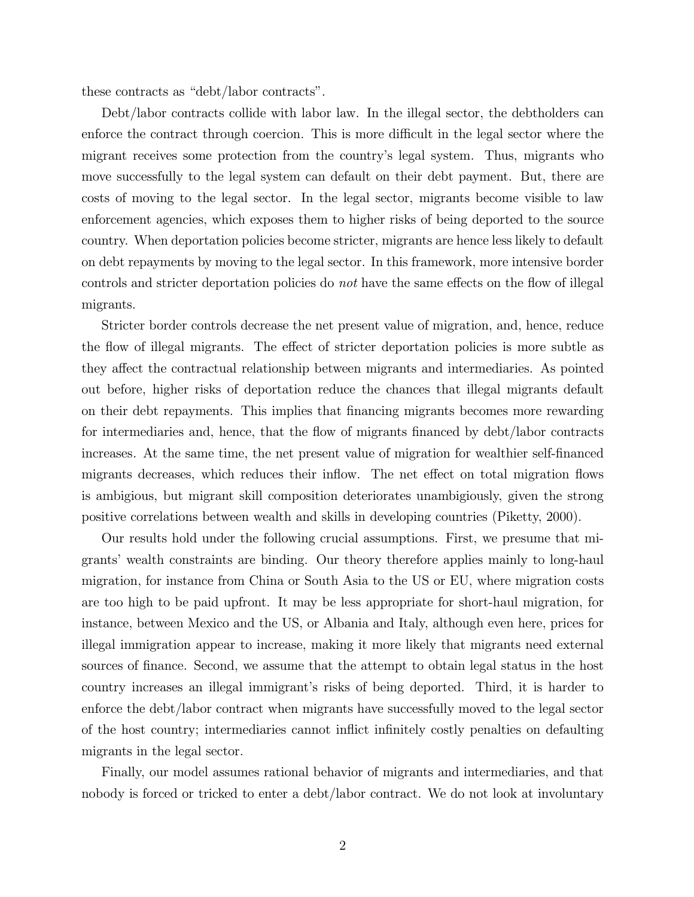these contracts as "debt/labor contracts".

Debt/labor contracts collide with labor law. In the illegal sector, the debtholders can enforce the contract through coercion. This is more difficult in the legal sector where the migrant receives some protection from the country's legal system. Thus, migrants who move successfully to the legal system can default on their debt payment. But, there are costs of moving to the legal sector. In the legal sector, migrants become visible to law enforcement agencies, which exposes them to higher risks of being deported to the source country. When deportation policies become stricter, migrants are hence less likely to default on debt repayments by moving to the legal sector. In this framework, more intensive border controls and stricter deportation policies do *not* have the same effects on the flow of illegal migrants.

Stricter border controls decrease the net present value of migration, and, hence, reduce the flow of illegal migrants. The effect of stricter deportation policies is more subtle as they affect the contractual relationship between migrants and intermediaries. As pointed out before, higher risks of deportation reduce the chances that illegal migrants default on their debt repayments. This implies that financing migrants becomes more rewarding for intermediaries and, hence, that the flow of migrants financed by debt/labor contracts increases. At the same time, the net present value of migration for wealthier self-financed migrants decreases, which reduces their inflow. The net effect on total migration flows is ambiguous, but migrant skill composition deteriorates unambiguously, given the strong positive correlations between wealth and skills in developing countries (Piketty, 2000).

Our results hold under the following crucial assumptions. First, we presume that migrants' wealth constraints are binding. Our theory therefore applies mainly to long-haul migration, for instance from China or South Asia to the US or EU, where migration costs are too high to be paid upfront. It may be less appropriate for short-haul migration, for instance, between Mexico and the US, or Albania and Italy, although even here, prices for illegal immigration appear to increase, making it more likely that migrants need external sources of finance. Second, we assume that the attempt to obtain legal status in the host country increases an illegal immigrant's risks of being deported. Third, it is harder to enforce the debt/labor contract when migrants have successfully moved to the legal sector of the host country; intermediaries cannot inflict infinitely costly penalties on defaulting migrants in the legal sector.

Finally, our model assumes rational behavior of migrants and intermediaries, and that nobody is forced or tricked to enter a debt/labor contract. We do not look at involuntary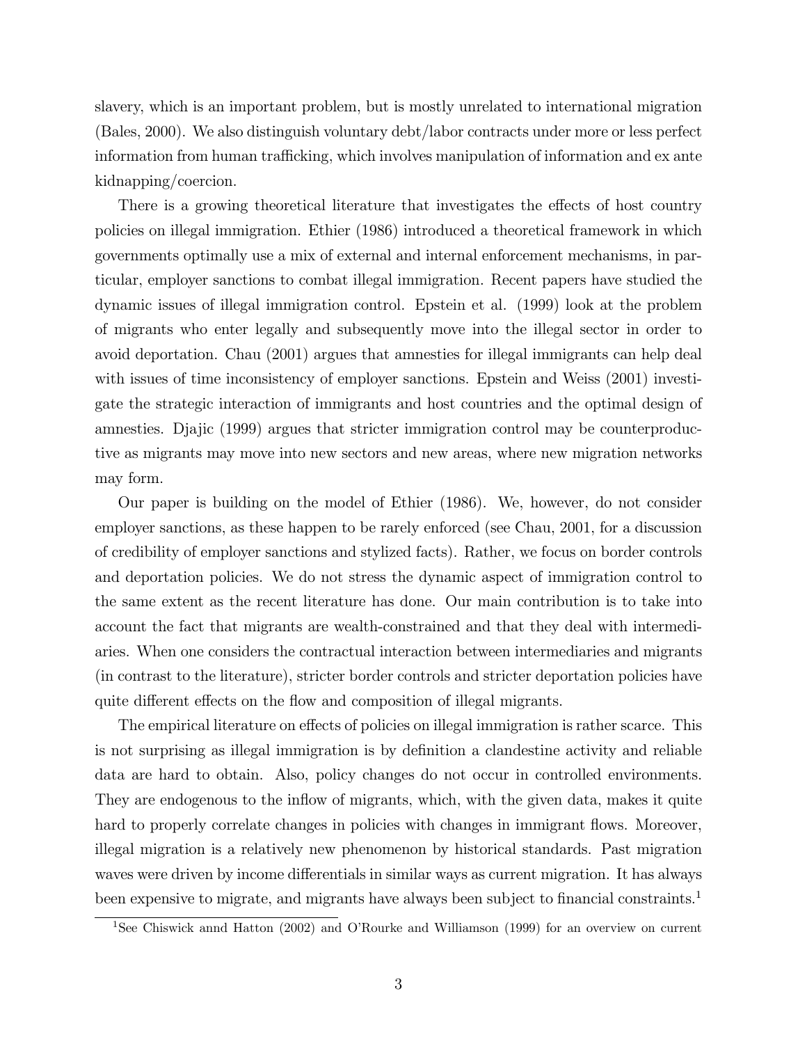slavery, which is an important problem, but is mostly unrelated to international migration (Bales, 2000). We also distinguish voluntary debt/labor contracts under more or less perfect information from human trafficking, which involves manipulation of information and ex ante kidnapping/coercion.

There is a growing theoretical literature that investigates the effects of host country policies on illegal immigration. Ethier (1986) introduced a theoretical framework in which governments optimally use a mix of external and internal enforcement mechanisms, in particular, employer sanctions to combat illegal immigration. Recent papers have studied the dynamic issues of illegal immigration control. Epstein et al. (1999) look at the problem of migrants who enter legally and subsequently move into the illegal sector in order to avoid deportation. Chau (2001) argues that amnesties for illegal immigrants can help deal with issues of time inconsistency of employer sanctions. Epstein and Weiss (2001) investigate the strategic interaction of immigrants and host countries and the optimal design of amnesties. Djajic (1999) argues that stricter immigration control may be counterproductive as migrants may move into new sectors and new areas, where new migration networks may form.

Our paper is building on the model of Ethier (1986). We, however, do not consider employer sanctions, as these happen to be rarely enforced (see Chau, 2001, for a discussion of credibility of employer sanctions and stylized facts). Rather, we focus on border controls and deportation policies. We do not stress the dynamic aspect of immigration control to the same extent as the recent literature has done. Our main contribution is to take into account the fact that migrants are wealth-constrained and that they deal with intermediaries. When one considers the contractual interaction between intermediaries and migrants (in contrast to the literature), stricter border controls and stricter deportation policies have quite different effects on the flow and composition of illegal migrants.

The empirical literature on effects of policies on illegal immigration is rather scarce. This is not surprising as illegal immigration is by definition a clandestine activity and reliable data are hard to obtain. Also, policy changes do not occur in controlled environments. They are endogenous to the inflow of migrants, which, with the given data, makes it quite hard to properly correlate changes in policies with changes in immigrant flows. Moreover, illegal migration is a relatively new phenomenon by historical standards. Past migration waves were driven by income differentials in similar ways as current migration. It has always been expensive to migrate, and migrants have always been subject to financial constraints.[1]

[1] See Chiswick annd Hatton (2002) and O'Rourke and Williamson (1999) for an overview on current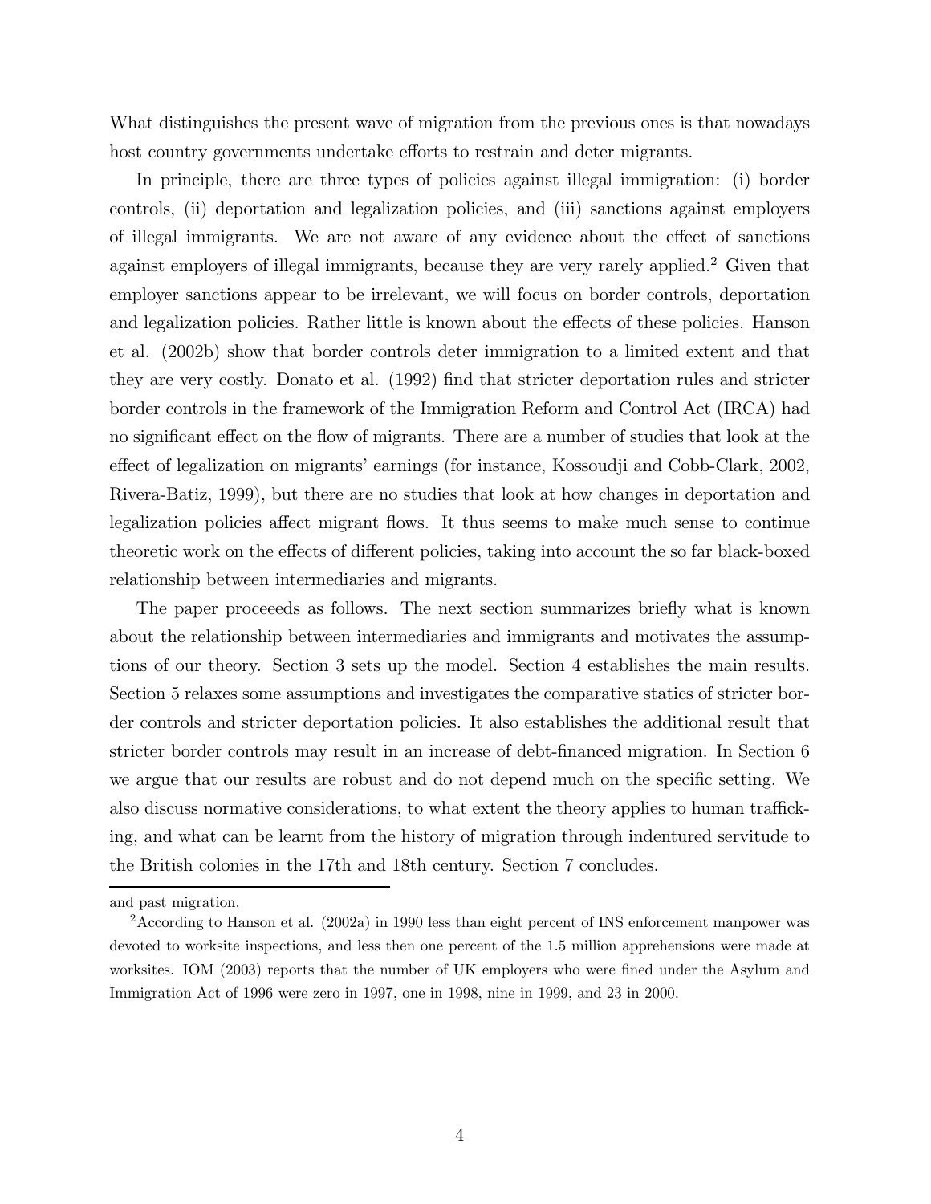What distinguishes the present wave of migration from the previous ones is that nowadays host country governments undertake efforts to restrain and deter migrants.

In principle, there are three types of policies against illegal immigration: (i) border controls, (ii) deportation and legalization policies, and (iii) sanctions against employers of illegal immigrants. We are not aware of any evidence about the effect of sanctions against employers of illegal immigrants, because they are very rarely applied.[2] Given that employer sanctions appear to be irrelevant, we will focus on border controls, deportation and legalization policies. Rather little is known about the effects of these policies. Hanson et al. (2002b) show that border controls deter immigration to a limited extent and that they are very costly. Donato et al. (1992) find that stricter deportation rules and stricter border controls in the framework of the Immigration Reform and Control Act (IRCA) had no significant effect on the flow of migrants. There are a number of studies that look at the effect of legalization on migrants' earnings (for instance, Kossoudji and Cobb-Clark, 2002, Rivera-Batiz, 1999), but there are no studies that look at how changes in deportation and legalization policies affect migrant flows. It thus seems to make much sense to continue theoretic work on the effects of different policies, taking into account the so far black-boxed relationship between intermediaries and migrants.

The paper proceeeds as follows. The next section summarizes briefly what is known about the relationship between intermediaries and immigrants and motivates the assumptions of our theory. Section 3 sets up the model. Section 4 establishes the main results. Section 5 relaxes some assumptions and investigates the comparative statics of stricter border controls and stricter deportation policies. It also establishes the additional result that stricter border controls may result in an increase of debt-financed migration. In Section 6 we argue that our results are robust and do not depend much on the specific setting. We also discuss normative considerations, to what extent the theory applies to human trafficking, and what can be learnt from the history of migration through indentured servitude to the British colonies in the 17th and 18th century. Section 7 concludes.

---

and past migration.

[2]According to Hanson et al. (2002a) in 1990 less than eight percent of INS enforcement manpower was devoted to worksite inspections, and less then one percent of the 1.5 million apprehensions were made at worksites. IOM (2003) reports that the number of UK employers who were fined under the Asylum and Immigration Act of 1996 were zero in 1997, one in 1998, nine in 1999, and 23 in 2000.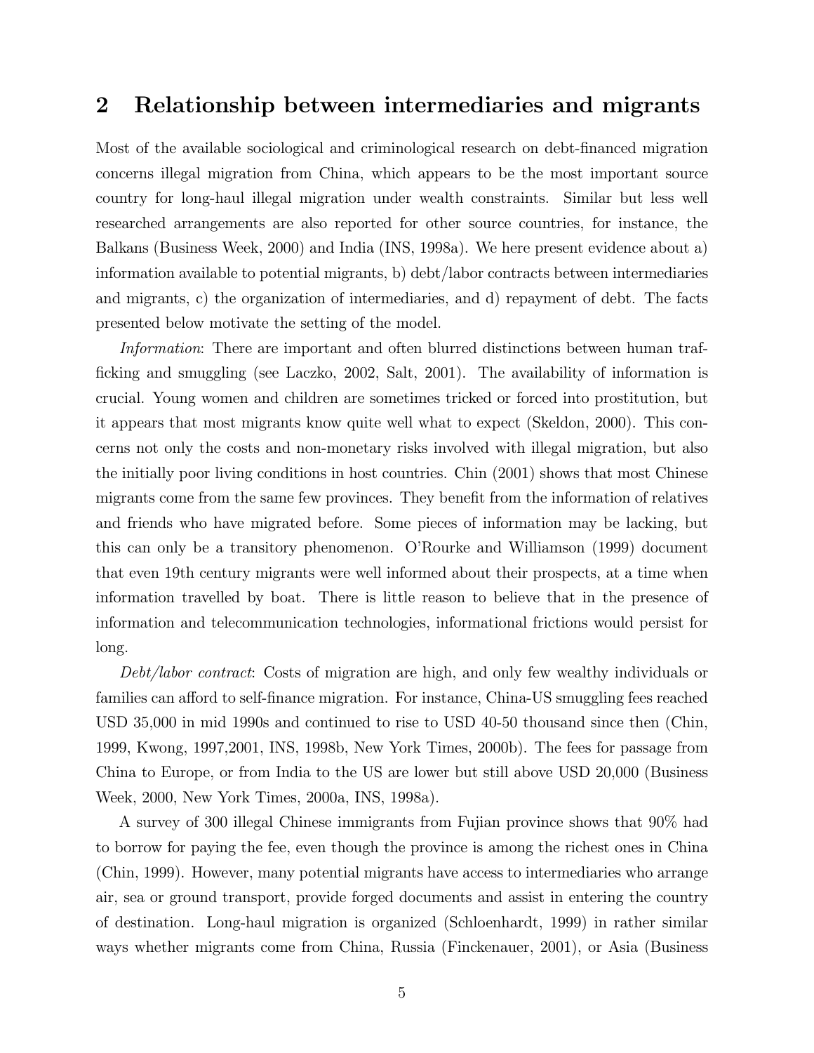## 2 Relationship between intermediaries and migrants

Most of the available sociological and criminological research on debt-financed migration concerns illegal migration from China, which appears to be the most important source country for long-haul illegal migration under wealth constraints. Similar but less well researched arrangements are also reported for other source countries, for instance, the Balkans (Business Week, 2000) and India (INS, 1998a). We here present evidence about a) information available to potential migrants, b) debt/labor contracts between intermediaries and migrants, c) the organization of intermediaries, and d) repayment of debt. The facts presented below motivate the setting of the model.

*Information*: There are important and often blurred distinctions between human trafficking and smuggling (see Laczko, 2002, Salt, 2001). The availability of information is crucial. Young women and children are sometimes tricked or forced into prostitution, but it appears that most migrants know quite well what to expect (Skeldon, 2000). This concerns not only the costs and non-monetary risks involved with illegal migration, but also the initially poor living conditions in host countries. Chin (2001) shows that most Chinese migrants come from the same few provinces. They benefit from the information of relatives and friends who have migrated before. Some pieces of information may be lacking, but this can only be a transitory phenomenon. O'Rourke and Williamson (1999) document that even 19th century migrants were well informed about their prospects, at a time when information travelled by boat. There is little reason to believe that in the presence of information and telecommunication technologies, informational frictions would persist for long.

*Debt/labor contract*: Costs of migration are high, and only few wealthy individuals or families can afford to self-finance migration. For instance, China-US smuggling fees reached USD 35,000 in mid 1990s and continued to rise to USD 40-50 thousand since then (Chin, 1999, Kwong, 1997,2001, INS, 1998b, New York Times, 2000b). The fees for passage from China to Europe, or from India to the US are lower but still above USD 20,000 (Business Week, 2000, New York Times, 2000a, INS, 1998a).

A survey of 300 illegal Chinese immigrants from Fujian province shows that 90% had to borrow for paying the fee, even though the province is among the richest ones in China (Chin, 1999). However, many potential migrants have access to intermediaries who arrange air, sea or ground transport, provide forged documents and assist in entering the country of destination. Long-haul migration is organized (Schloenhardt, 1999) in rather similar ways whether migrants come from China, Russia (Finckenauer, 2001), or Asia (Business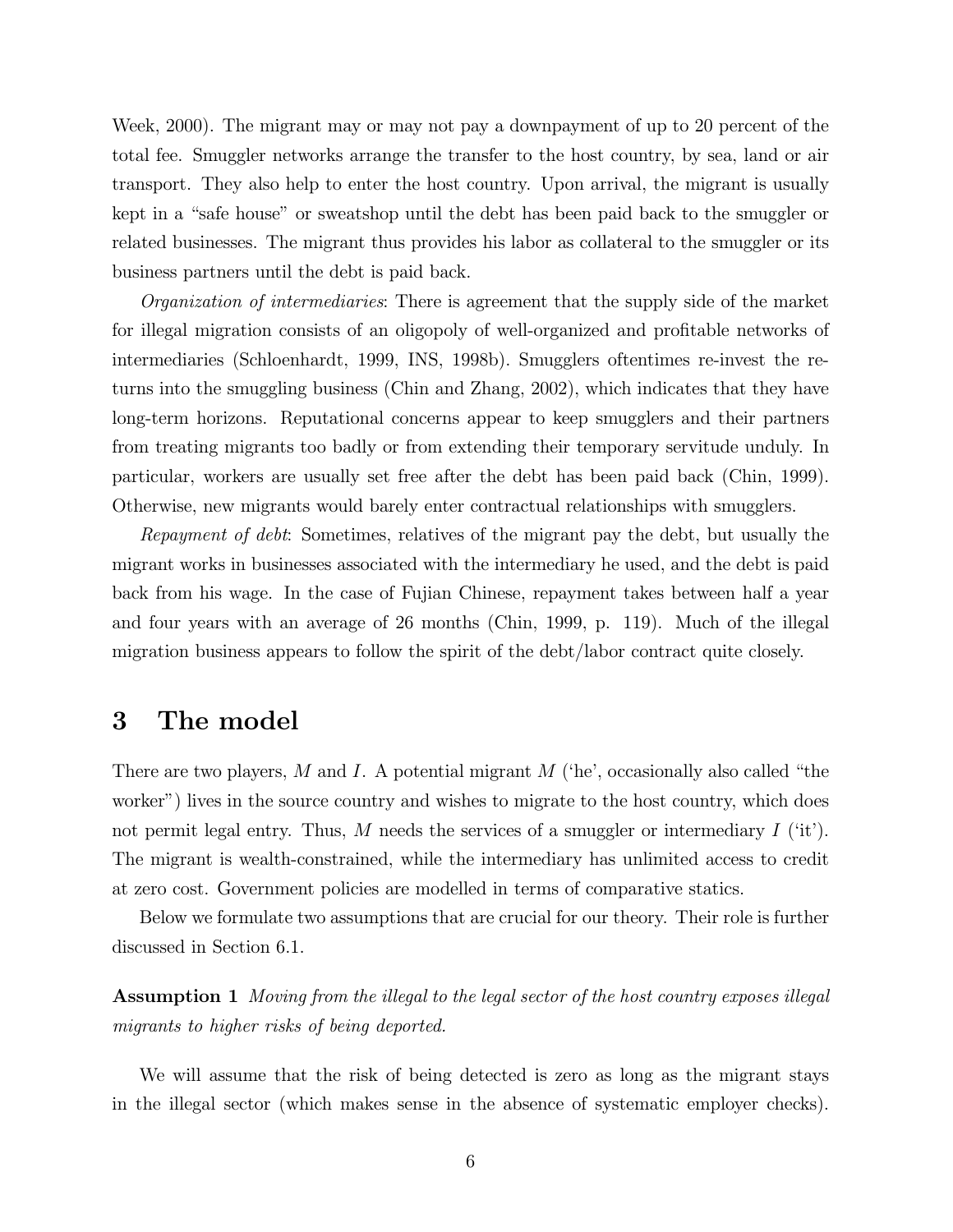Week, 2000). The migrant may or may not pay a downpayment of up to 20 percent of the total fee. Smuggler networks arrange the transfer to the host country, by sea, land or air transport. They also help to enter the host country. Upon arrival, the migrant is usually kept in a "safe house" or sweatshop until the debt has been paid back to the smuggler or related businesses. The migrant thus provides his labor as collateral to the smuggler or its business partners until the debt is paid back.

*Organization of intermediaries*: There is agreement that the supply side of the market for illegal migration consists of an oligopoly of well-organized and profitable networks of intermediaries (Schloenhardt, 1999, INS, 1998b). Smugglers oftentimes re-invest the returns into the smuggling business (Chin and Zhang, 2002), which indicates that they have long-term horizons. Reputational concerns appear to keep smugglers and their partners from treating migrants too badly or from extending their temporary servitude unduly. In particular, workers are usually set free after the debt has been paid back (Chin, 1999). Otherwise, new migrants would barely enter contractual relationships with smugglers.

*Repayment of debt*: Sometimes, relatives of the migrant pay the debt, but usually the migrant works in businesses associated with the intermediary he used, and the debt is paid back from his wage. In the case of Fujian Chinese, repayment takes between half a year and four years with an average of 26 months (Chin, 1999, p. 119). Much of the illegal migration business appears to follow the spirit of the debt/labor contract quite closely.

# 3 The model

There are two players, $M$ and $I$. A potential migrant $M$ ('he', occasionally also called "the worker") lives in the source country and wishes to migrate to the host country, which does not permit legal entry. Thus, $M$ needs the services of a smuggler or intermediary $I$ ('it'). The migrant is wealth-constrained, while the intermediary has unlimited access to credit at zero cost. Government policies are modelled in terms of comparative statics.

Below we formulate two assumptions that are crucial for our theory. Their role is further discussed in Section 6.1.

**Assumption 1** *Moving from the illegal to the legal sector of the host country exposes illegal migrants to higher risks of being deported.*

We will assume that the risk of being detected is zero as long as the migrant stays in the illegal sector (which makes sense in the absence of systematic employer checks).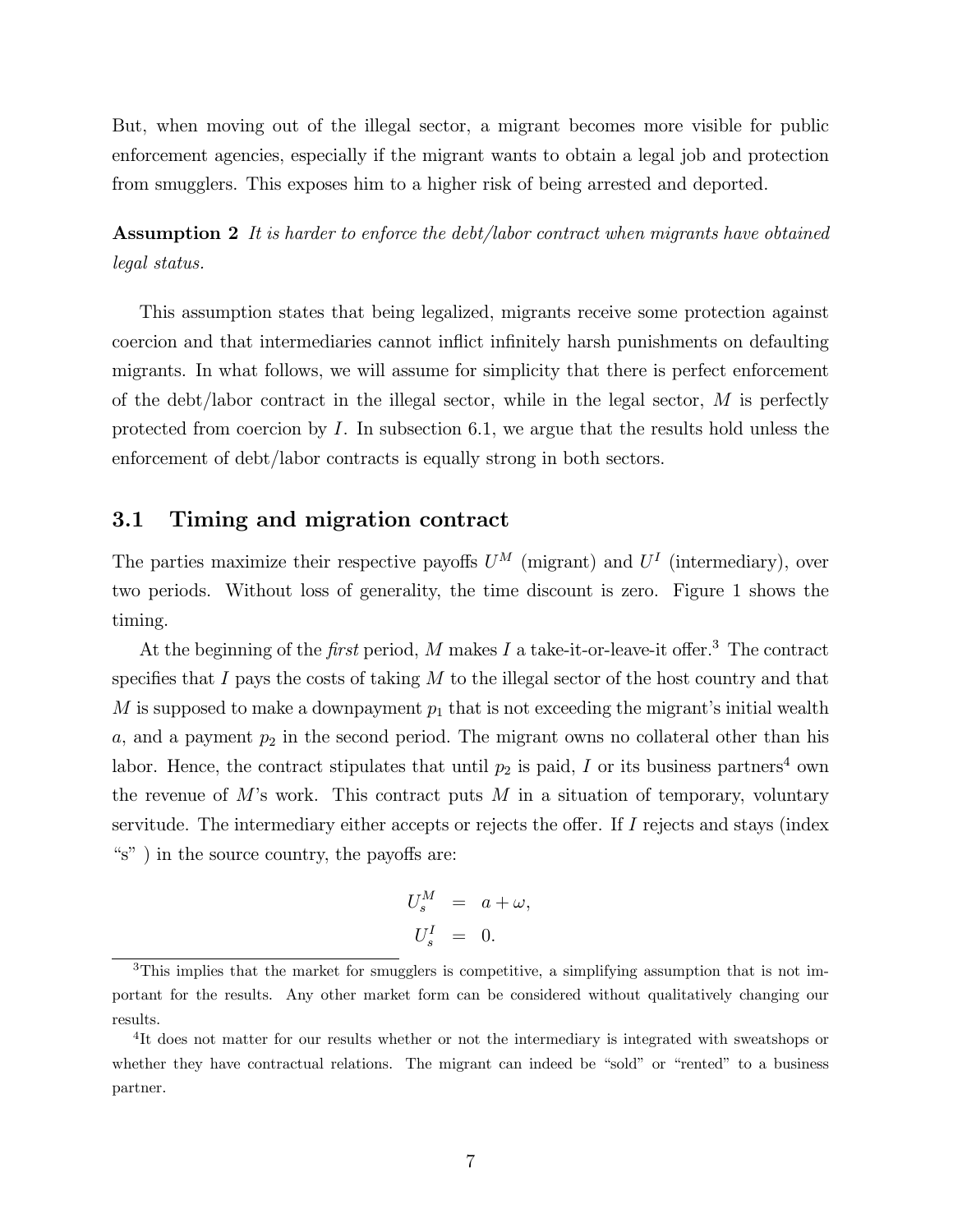But, when moving out of the illegal sector, a migrant becomes more visible for public enforcement agencies, especially if the migrant wants to obtain a legal job and protection from smugglers. This exposes him to a higher risk of being arrested and deported.

**Assumption 2** *It is harder to enforce the debt/labor contract when migrants have obtained legal status.*

This assumption states that being legalized, migrants receive some protection against coercion and that intermediaries cannot inflict infinitely harsh punishments on defaulting migrants. In what follows, we will assume for simplicity that there is perfect enforcement of the debt/labor contract in the illegal sector, while in the legal sector, $M$ is perfectly protected from coercion by $I$. In subsection 6.1, we argue that the results hold unless the enforcement of debt/labor contracts is equally strong in both sectors.

## 3.1 Timing and migration contract

The parties maximize their respective payoffs $U^M$ (migrant) and $U^I$ (intermediary), over two periods. Without loss of generality, the time discount is zero. Figure 1 shows the timing.

At the beginning of the *first* period, $M$ makes $I$ a take-it-or-leave-it offer.[3] The contract specifies that $I$ pays the costs of taking $M$ to the illegal sector of the host country and that $M$ is supposed to make a downpayment $p_1$ that is not exceeding the migrant's initial wealth $a$, and a payment $p_2$ in the second period. The migrant owns no collateral other than his labor. Hence, the contract stipulates that until $p_2$ is paid, $I$ or its business partners[4] own the revenue of $M$'s work. This contract puts $M$ in a situation of temporary, voluntary servitude. The intermediary either accepts or rejects the offer. If $I$ rejects and stays (index "s" ) in the source country, the payoffs are:

$$
\begin{aligned}
U_s^M &= a + \omega, \\
U_s^I &= 0.
\end{aligned}
$$

[3] This implies that the market for smugglers is competitive, a simplifying assumption that is not important for the results. Any other market form can be considered without qualitatively changing our results.

[4] It does not matter for our results whether or not the intermediary is integrated with sweatshops or whether they have contractual relations. The migrant can indeed be "sold" or "rented" to a business partner.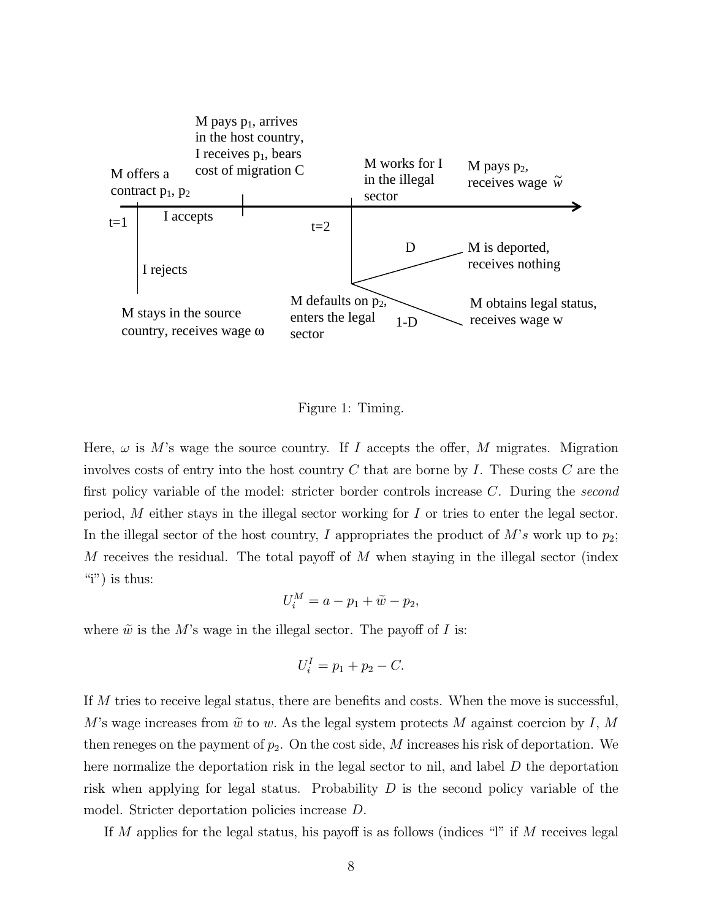M pays $p_1$, arrives in the host country, I receives $p_1$, bears cost of migration C

M offers a contract $p_1$, $p_2$

t=1

I accepts

I rejects

M stays in the source country, receives wage ω

t=2

M works for I in the illegal sector

M pays $p_2$, receives wage $\widetilde{w}$

D

M is deported, receives nothing

M defaults on $p_2$, enters the legal sector

1-D

M obtains legal status, receives wage w

Figure 1: Timing.

Here, $\omega$ is $M$'s wage the source country. If $I$ accepts the offer, $M$ migrates. Migration involves costs of entry into the host country $C$ that are borne by $I$. These costs $C$ are the first policy variable of the model: stricter border controls increase $C$. During the *second* period, $M$ either stays in the illegal sector working for $I$ or tries to enter the legal sector. In the illegal sector of the host country, $I$ appropriates the product of $M$'s work up to $p_2$; $M$ receives the residual. The total payoff of $M$ when staying in the illegal sector (index "i") is thus:

$$U_i^M = a - p_1 + \widetilde{w} - p_2,$$

where $\widetilde{w}$ is the $M$'s wage in the illegal sector. The payoff of $I$ is:

$$U_i^I = p_1 + p_2 - C.$$

If $M$ tries to receive legal status, there are benefits and costs. When the move is successful, $M$'s wage increases from $\widetilde{w}$ to $w$. As the legal system protects $M$ against coercion by $I$, $M$ then reneges on the payment of $p_2$. On the cost side, $M$ increases his risk of deportation. We here normalize the deportation risk in the legal sector to nil, and label $D$ the deportation risk when applying for legal status. Probability $D$ is the second policy variable of the model. Stricter deportation policies increase $D$.

If $M$ applies for the legal status, his payoff is as follows (indices "l" if $M$ receives legal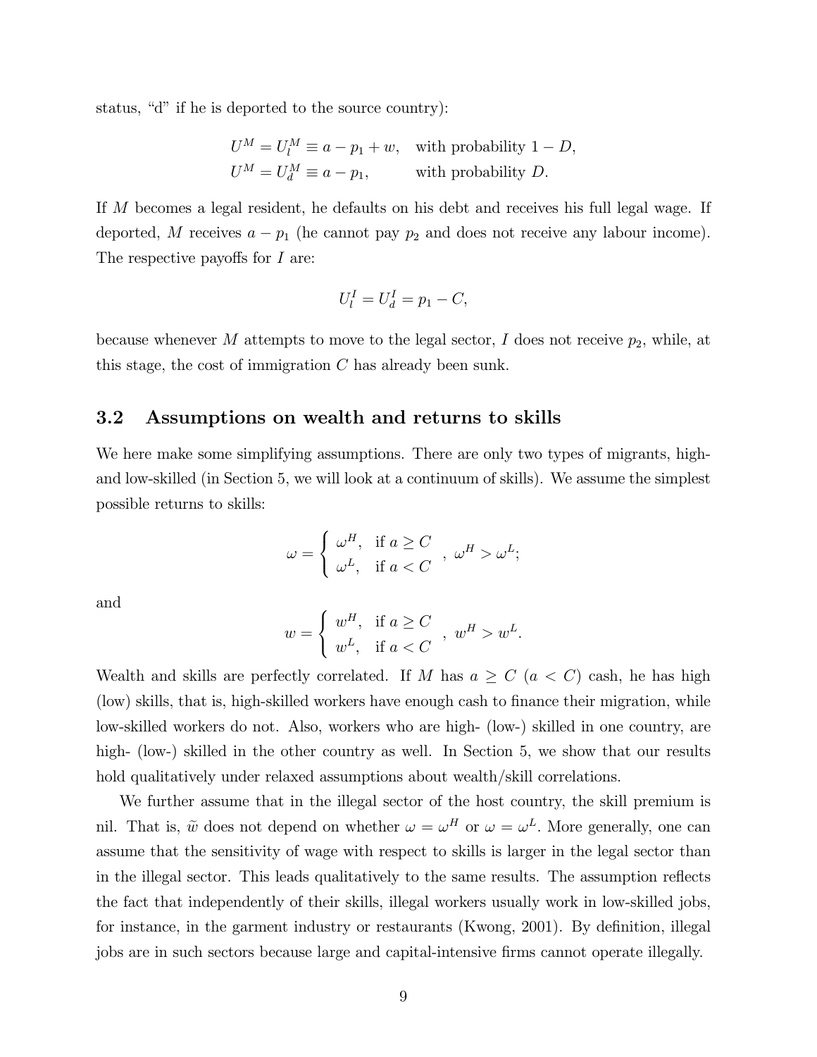status, "d" if he is deported to the source country):

$$
\begin{aligned}
U^M &= U_l^M \equiv a - p_1 + w, \quad \text{with probability } 1 - D, \\
U^M &= U_d^M \equiv a - p_1, \qquad\quad \text{with probability } D.
\end{aligned}
$$

If $M$ becomes a legal resident, he defaults on his debt and receives his full legal wage. If deported, $M$ receives $a - p_1$ (he cannot pay $p_2$ and does not receive any labour income). The respective payoffs for $I$ are:

$$
U_l^I = U_d^I = p_1 - C,
$$

because whenever $M$ attempts to move to the legal sector, $I$ does not receive $p_2$, while, at this stage, the cost of immigration $C$ has already been sunk.

## 3.2 Assumptions on wealth and returns to skills

We here make some simplifying assumptions. There are only two types of migrants, high- and low-skilled (in Section 5, we will look at a continuum of skills). We assume the simplest possible returns to skills:

$$
\omega = \begin{cases} \omega^H, & \text{if } a \geq C \\ \omega^L, & \text{if } a < C \end{cases}, \ \omega^H > \omega^L;
$$

and

$$
w = \begin{cases} w^H, & \text{if } a \geq C \\ w^L, & \text{if } a < C \end{cases}, \ w^H > w^L.
$$

Wealth and skills are perfectly correlated. If $M$ has $a \geq C$ ($a < C$) cash, he has high (low) skills, that is, high-skilled workers have enough cash to finance their migration, while low-skilled workers do not. Also, workers who are high- (low-) skilled in one country, are high- (low-) skilled in the other country as well. In Section 5, we show that our results hold qualitatively under relaxed assumptions about wealth/skill correlations.

We further assume that in the illegal sector of the host country, the skill premium is nil. That is, $\widetilde{w}$ does not depend on whether $\omega = \omega^H$ or $\omega = \omega^L$. More generally, one can assume that the sensitivity of wage with respect to skills is larger in the legal sector than in the illegal sector. This leads qualitatively to the same results. The assumption reflects the fact that independently of their skills, illegal workers usually work in low-skilled jobs, for instance, in the garment industry or restaurants (Kwong, 2001). By definition, illegal jobs are in such sectors because large and capital-intensive firms cannot operate illegally.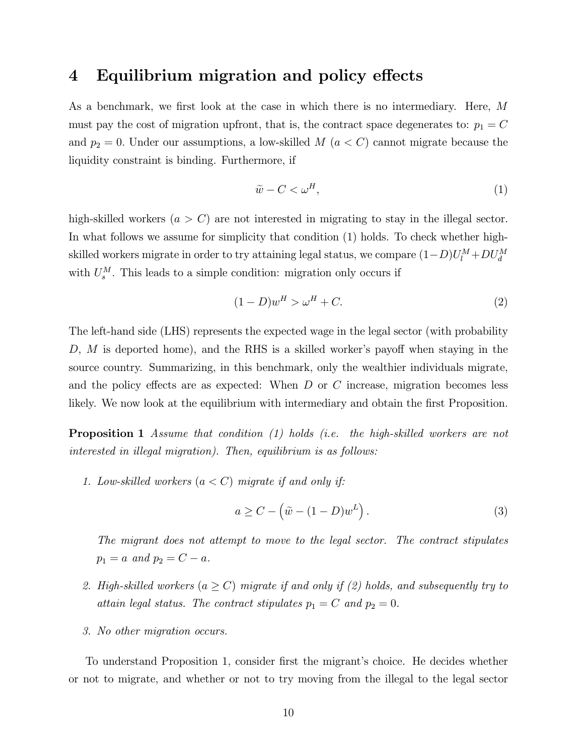# 4 Equilibrium migration and policy effects

As a benchmark, we first look at the case in which there is no intermediary. Here, $M$ must pay the cost of migration upfront, that is, the contract space degenerates to: $p_1 = C$ and $p_2 = 0$. Under our assumptions, a low-skilled $M$ ($a < C$) cannot migrate because the liquidity constraint is binding. Furthermore, if

$$\widetilde{w} - C < \omega^H, \tag{1}$$

high-skilled workers ($a > C$) are not interested in migrating to stay in the illegal sector. In what follows we assume for simplicity that condition (1) holds. To check whether high-skilled workers migrate in order to try attaining legal status, we compare $(1-D)U_l^M + DU_d^M$ with $U_s^M$. This leads to a simple condition: migration only occurs if

$$(1-D)w^H > \omega^H + C. \tag{2}$$

The left-hand side (LHS) represents the expected wage in the legal sector (with probability $D$, $M$ is deported home), and the RHS is a skilled worker's payoff when staying in the source country. Summarizing, in this benchmark, only the wealthier individuals migrate, and the policy effects are as expected: When $D$ or $C$ increase, migration becomes less likely. We now look at the equilibrium with intermediary and obtain the first Proposition.

**Proposition 1** *Assume that condition (1) holds (i.e. the high-skilled workers are not interested in illegal migration). Then, equilibrium is as follows:*

1. *Low-skilled workers ($a < C$) migrate if and only if:*

$$a \geq C - \left(\widetilde{w} - (1-D)w^L\right). \tag{3}$$

   *The migrant does not attempt to move to the legal sector. The contract stipulates $p_1 = a$ and $p_2 = C - a$.*

2. *High-skilled workers ($a \geq C$) migrate if and only if (2) holds, and subsequently try to attain legal status. The contract stipulates $p_1 = C$ and $p_2 = 0$.*

3. *No other migration occurs.*

To understand Proposition 1, consider first the migrant's choice. He decides whether or not to migrate, and whether or not to try moving from the illegal to the legal sector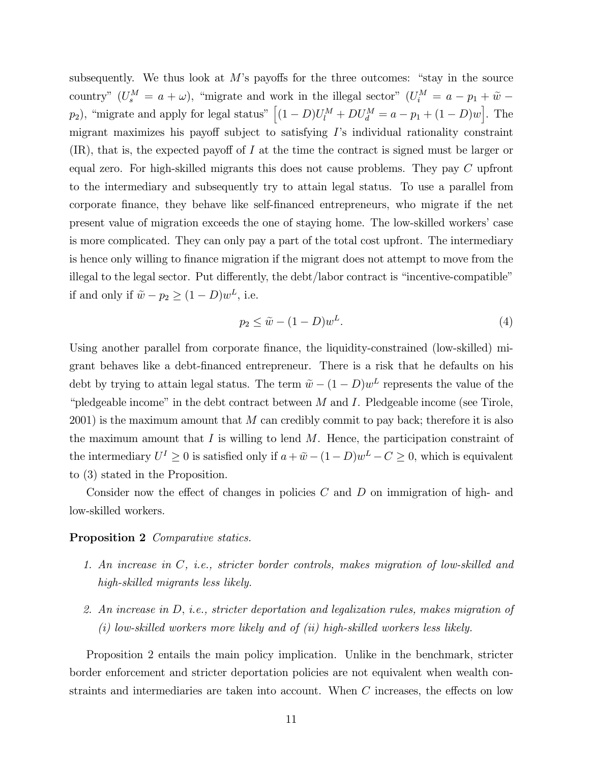subsequently. We thus look at $M$'s payoffs for the three outcomes: "stay in the source country" ($U_s^M = a + \omega$), "migrate and work in the illegal sector" ($U_i^M = a - p_1 + \widetilde{w} - p_2$), "migrate and apply for legal status" $\left[(1-D)U_l^M + DU_d^M = a - p_1 + (1-D)w\right]$. The migrant maximizes his payoff subject to satisfying $I$'s individual rationality constraint (IR), that is, the expected payoff of $I$ at the time the contract is signed must be larger or equal zero. For high-skilled migrants this does not cause problems. They pay $C$ upfront to the intermediary and subsequently try to attain legal status. To use a parallel from corporate finance, they behave like self-financed entrepreneurs, who migrate if the net present value of migration exceeds the one of staying home. The low-skilled workers' case is more complicated. They can only pay a part of the total cost upfront. The intermediary is hence only willing to finance migration if the migrant does not attempt to move from the illegal to the legal sector. Put differently, the debt/labor contract is "incentive-compatible" if and only if $\widetilde{w} - p_2 \geq (1-D)w^L$, i.e.

$$p_2 \leq \widetilde{w} - (1-D)w^L. \tag{4}$$

Using another parallel from corporate finance, the liquidity-constrained (low-skilled) migrant behaves like a debt-financed entrepreneur. There is a risk that he defaults on his debt by trying to attain legal status. The term $\widetilde{w} - (1-D)w^L$ represents the value of the "pledgeable income" in the debt contract between $M$ and $I$. Pledgeable income (see Tirole, 2001) is the maximum amount that $M$ can credibly commit to pay back; therefore it is also the maximum amount that $I$ is willing to lend $M$. Hence, the participation constraint of the intermediary $U^I \geq 0$ is satisfied only if $a + \widetilde{w} - (1-D)w^L - C \geq 0$, which is equivalent to (3) stated in the Proposition.

Consider now the effect of changes in policies $C$ and $D$ on immigration of high- and low-skilled workers.

**Proposition 2** *Comparative statics.*

1. *An increase in $C$, i.e., stricter border controls, makes migration of low-skilled and high-skilled migrants less likely.*
2. *An increase in $D$, i.e., stricter deportation and legalization rules, makes migration of (i) low-skilled workers more likely and of (ii) high-skilled workers less likely.*

Proposition 2 entails the main policy implication. Unlike in the benchmark, stricter border enforcement and stricter deportation policies are not equivalent when wealth constraints and intermediaries are taken into account. When $C$ increases, the effects on low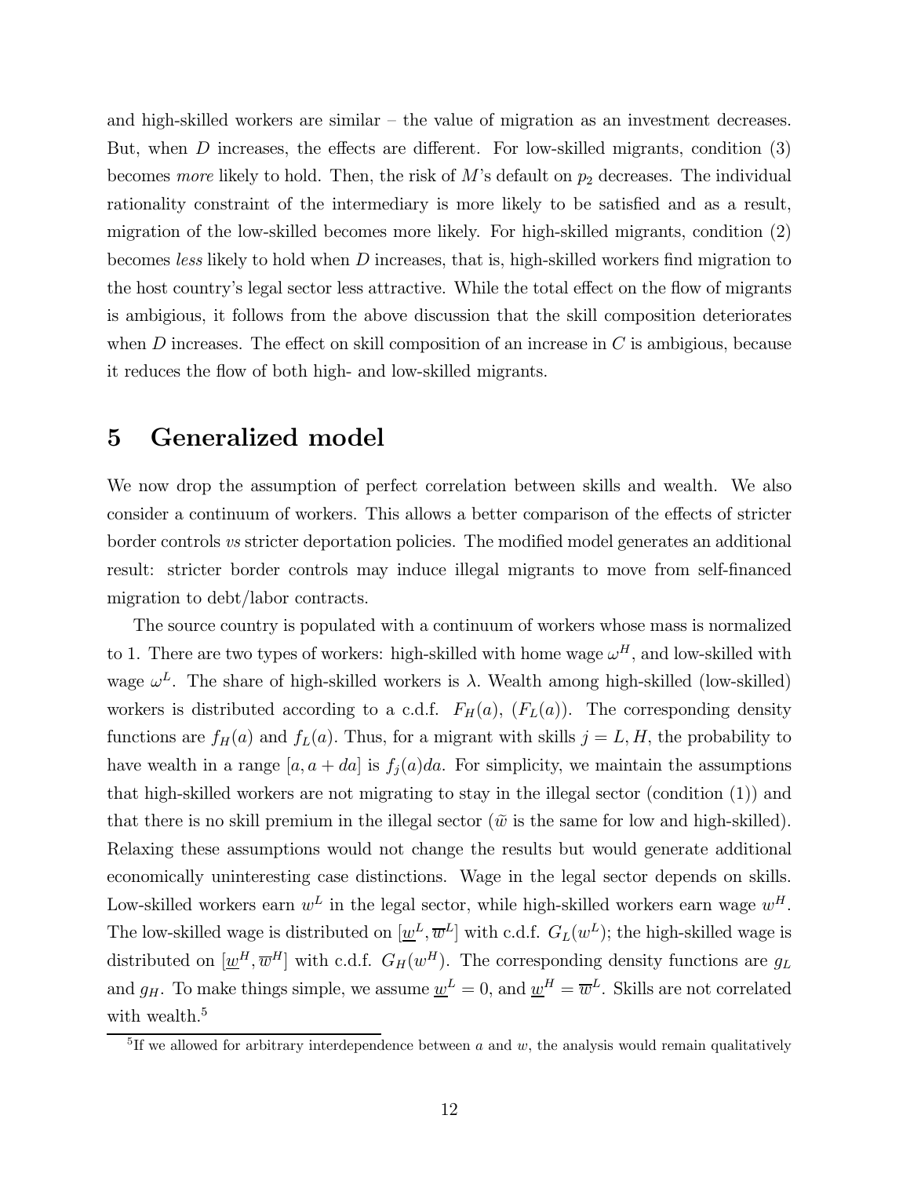and high-skilled workers are similar – the value of migration as an investment decreases. But, when $D$ increases, the effects are different. For low-skilled migrants, condition (3) becomes *more* likely to hold. Then, the risk of $M$'s default on $p_2$ decreases. The individual rationality constraint of the intermediary is more likely to be satisfied and as a result, migration of the low-skilled becomes more likely. For high-skilled migrants, condition (2) becomes *less* likely to hold when $D$ increases, that is, high-skilled workers find migration to the host country's legal sector less attractive. While the total effect on the flow of migrants is ambigious, it follows from the above discussion that the skill composition deteriorates when $D$ increases. The effect on skill composition of an increase in $C$ is ambigious, because it reduces the flow of both high- and low-skilled migrants.

# 5 Generalized model

We now drop the assumption of perfect correlation between skills and wealth. We also consider a continuum of workers. This allows a better comparison of the effects of stricter border controls *vs* stricter deportation policies. The modified model generates an additional result: stricter border controls may induce illegal migrants to move from self-financed migration to debt/labor contracts.

The source country is populated with a continuum of workers whose mass is normalized to 1. There are two types of workers: high-skilled with home wage $\omega^H$, and low-skilled with wage $\omega^L$. The share of high-skilled workers is $\lambda$. Wealth among high-skilled (low-skilled) workers is distributed according to a c.d.f. $F_H(a)$, $(F_L(a))$. The corresponding density functions are $f_H(a)$ and $f_L(a)$. Thus, for a migrant with skills $j = L, H$, the probability to have wealth in a range $[a, a + da]$ is $f_j(a)da$. For simplicity, we maintain the assumptions that high-skilled workers are not migrating to stay in the illegal sector (condition (1)) and that there is no skill premium in the illegal sector ($\tilde{w}$ is the same for low and high-skilled). Relaxing these assumptions would not change the results but would generate additional economically uninteresting case distinctions. Wage in the legal sector depends on skills. Low-skilled workers earn $w^L$ in the legal sector, while high-skilled workers earn wage $w^H$. The low-skilled wage is distributed on $[\underline{w}^L, \overline{w}^L]$ with c.d.f. $G_L(w^L)$; the high-skilled wage is distributed on $[\underline{w}^H, \overline{w}^H]$ with c.d.f. $G_H(w^H)$. The corresponding density functions are $g_L$ and $g_H$. To make things simple, we assume $\underline{w}^L = 0$, and $\underline{w}^H = \overline{w}^L$. Skills are not correlated with wealth.[5]

[5] If we allowed for arbitrary interdependence between $a$ and $w$, the analysis would remain qualitatively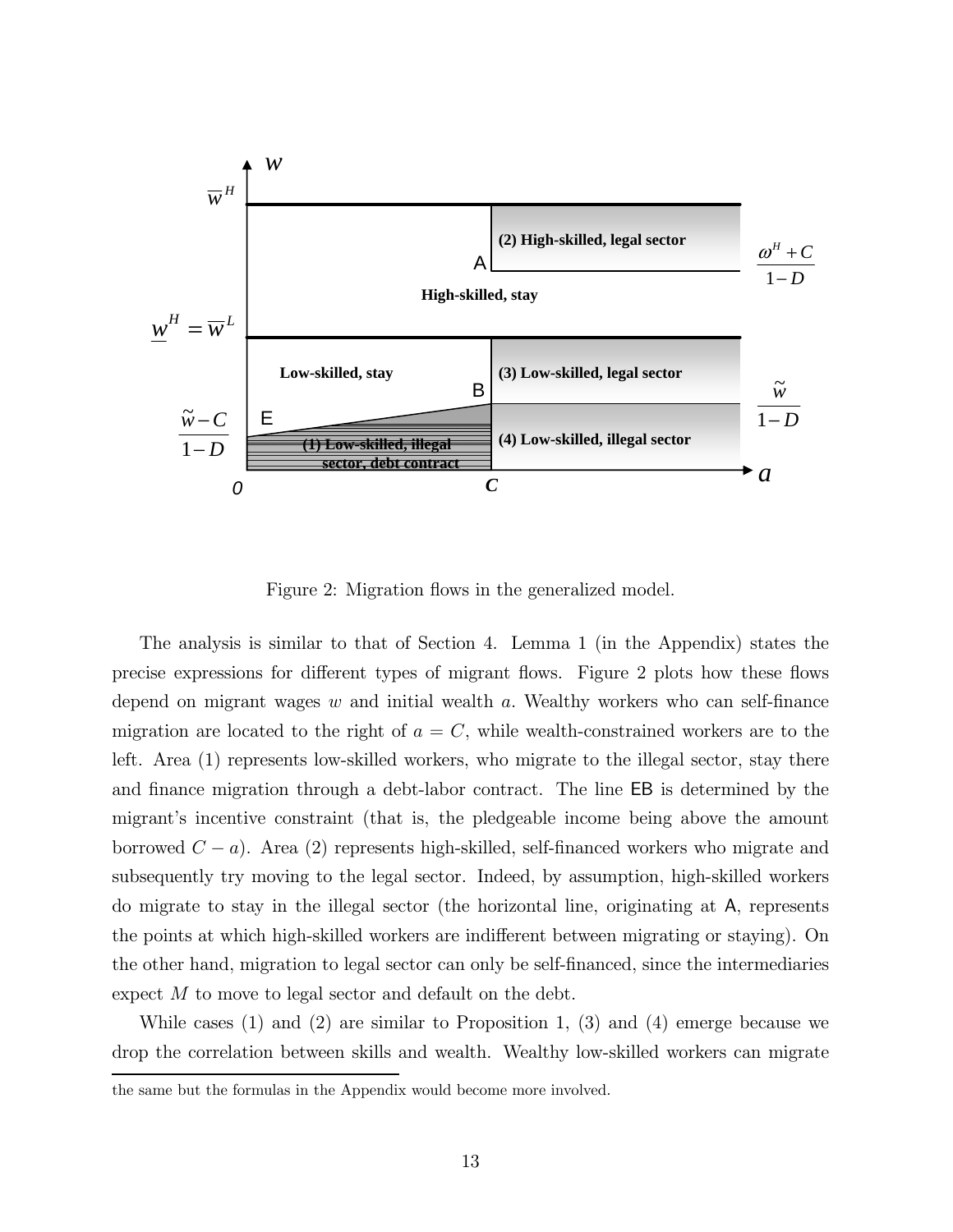Figure 2: Migration flows in the generalized model.

The analysis is similar to that of Section 4. Lemma 1 (in the Appendix) states the precise expressions for different types of migrant flows. Figure 2 plots how these flows depend on migrant wages $w$ and initial wealth $a$. Wealthy workers who can self-finance migration are located to the right of $a = C$, while wealth-constrained workers are to the left. Area (1) represents low-skilled workers, who migrate to the illegal sector, stay there and finance migration through a debt-labor contract. The line EB is determined by the migrant's incentive constraint (that is, the pledgeable income being above the amount borrowed $C - a$). Area (2) represents high-skilled, self-financed workers who migrate and subsequently try moving to the legal sector. Indeed, by assumption, high-skilled workers do migrate to stay in the illegal sector (the horizontal line, originating at A, represents the points at which high-skilled workers are indifferent between migrating or staying). On the other hand, migration to legal sector can only be self-financed, since the intermediaries expect $M$ to move to legal sector and default on the debt.

While cases (1) and (2) are similar to Proposition 1, (3) and (4) emerge because we drop the correlation between skills and wealth. Wealthy low-skilled workers can migrate

the same but the formulas in the Appendix would become more involved.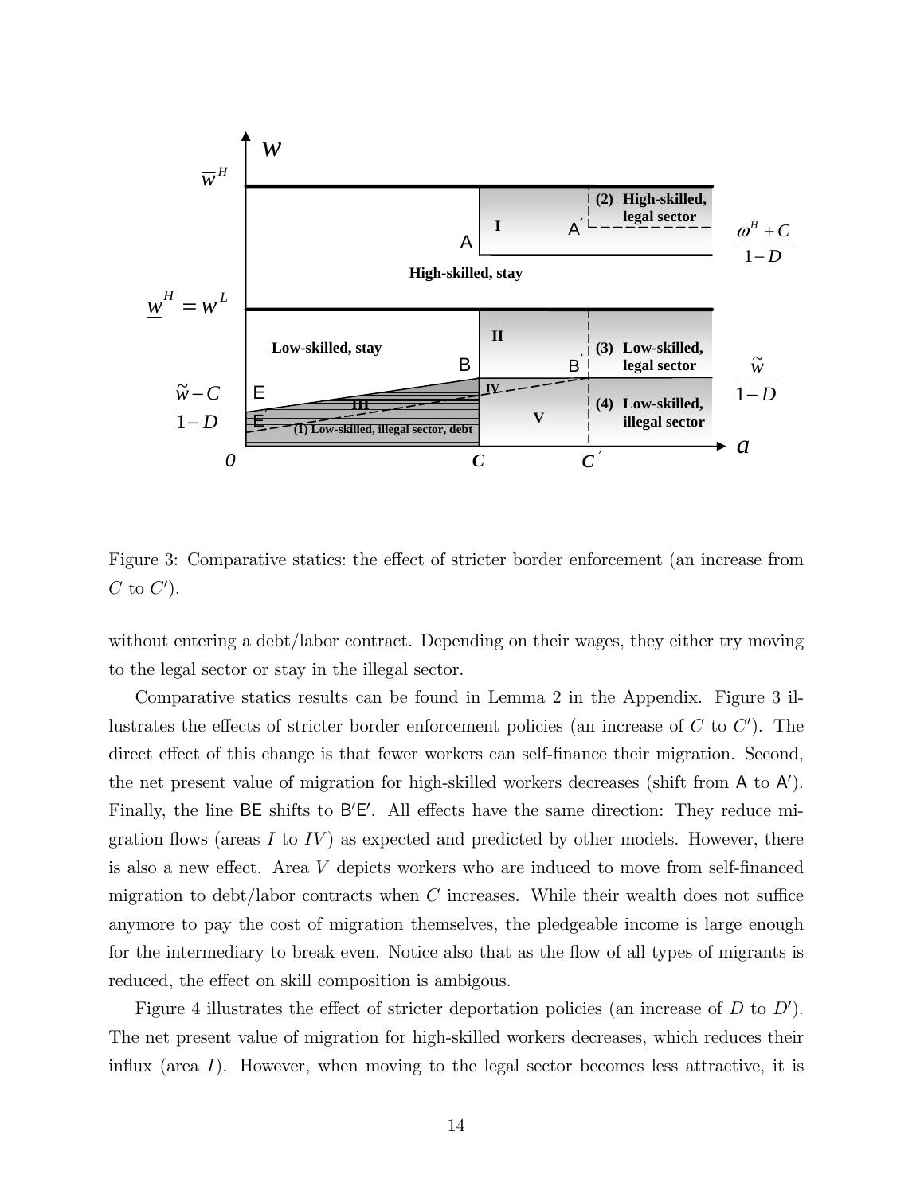Figure 3: Comparative statics: the effect of stricter border enforcement (an increase from $C$ to $C'$).

without entering a debt/labor contract. Depending on their wages, they either try moving to the legal sector or stay in the illegal sector.

Comparative statics results can be found in Lemma 2 in the Appendix. Figure 3 illustrates the effects of stricter border enforcement policies (an increase of $C$ to $C'$). The direct effect of this change is that fewer workers can self-finance their migration. Second, the net present value of migration for high-skilled workers decreases (shift from A to A′). Finally, the line BE shifts to B′E′. All effects have the same direction: They reduce migration flows (areas $I$ to $IV$) as expected and predicted by other models. However, there is also a new effect. Area $V$ depicts workers who are induced to move from self-financed migration to debt/labor contracts when $C$ increases. While their wealth does not suffice anymore to pay the cost of migration themselves, the pledgeable income is large enough for the intermediary to break even. Notice also that as the flow of all types of migrants is reduced, the effect on skill composition is ambigous.

Figure 4 illustrates the effect of stricter deportation policies (an increase of $D$ to $D'$). The net present value of migration for high-skilled workers decreases, which reduces their influx (area $I$). However, when moving to the legal sector becomes less attractive, it is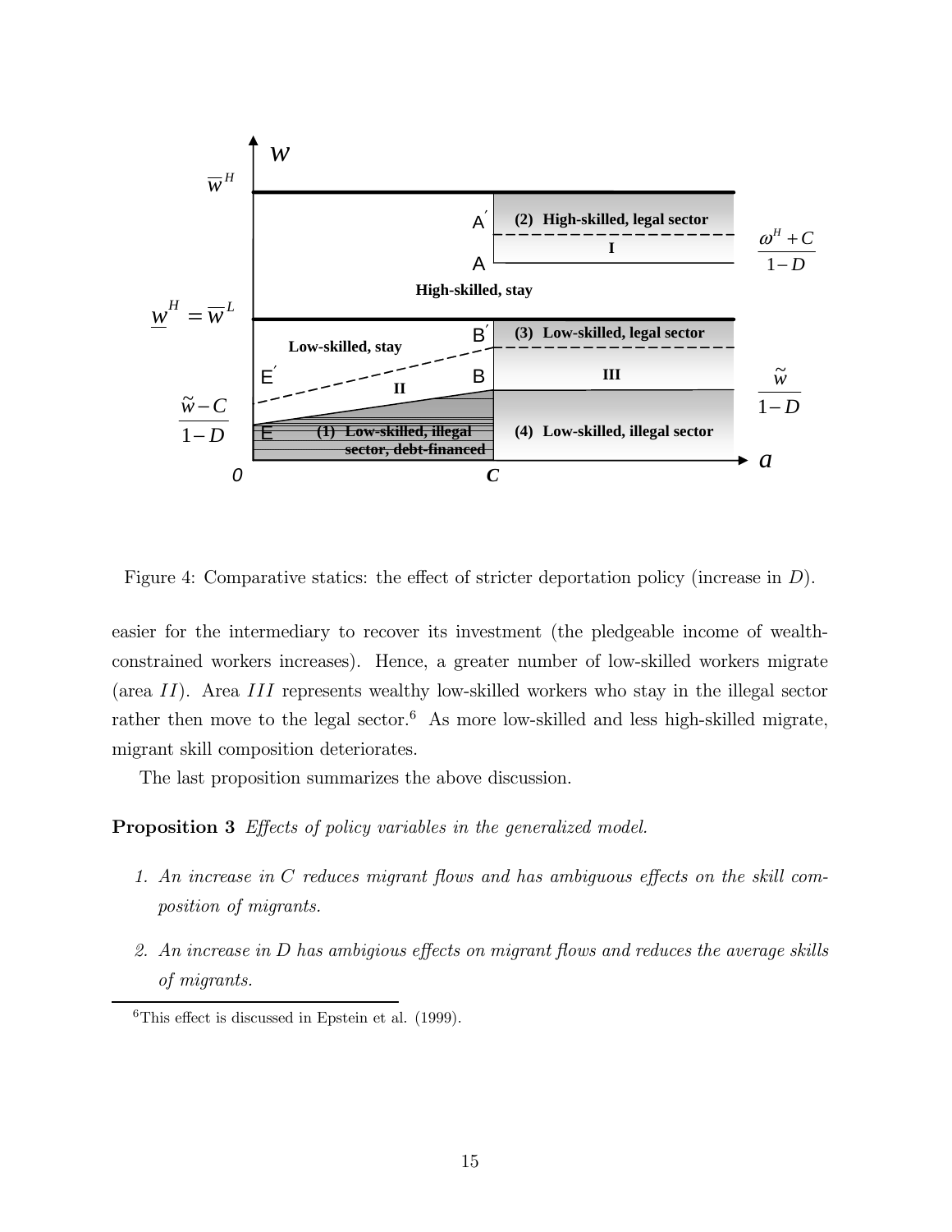Figure 4: Comparative statics: the effect of stricter deportation policy (increase in $D$).

easier for the intermediary to recover its investment (the pledgeable income of wealth-constrained workers increases). Hence, a greater number of low-skilled workers migrate (area $II$). Area $III$ represents wealthy low-skilled workers who stay in the illegal sector rather then move to the legal sector.[6] As more low-skilled and less high-skilled migrate, migrant skill composition deteriorates.

The last proposition summarizes the above discussion.

**Proposition 3** *Effects of policy variables in the generalized model.*

1. *An increase in $C$ reduces migrant flows and has ambiguous effects on the skill composition of migrants.*
2. *An increase in $D$ has ambigious effects on migrant flows and reduces the average skills of migrants.*

[6] This effect is discussed in Epstein et al. (1999).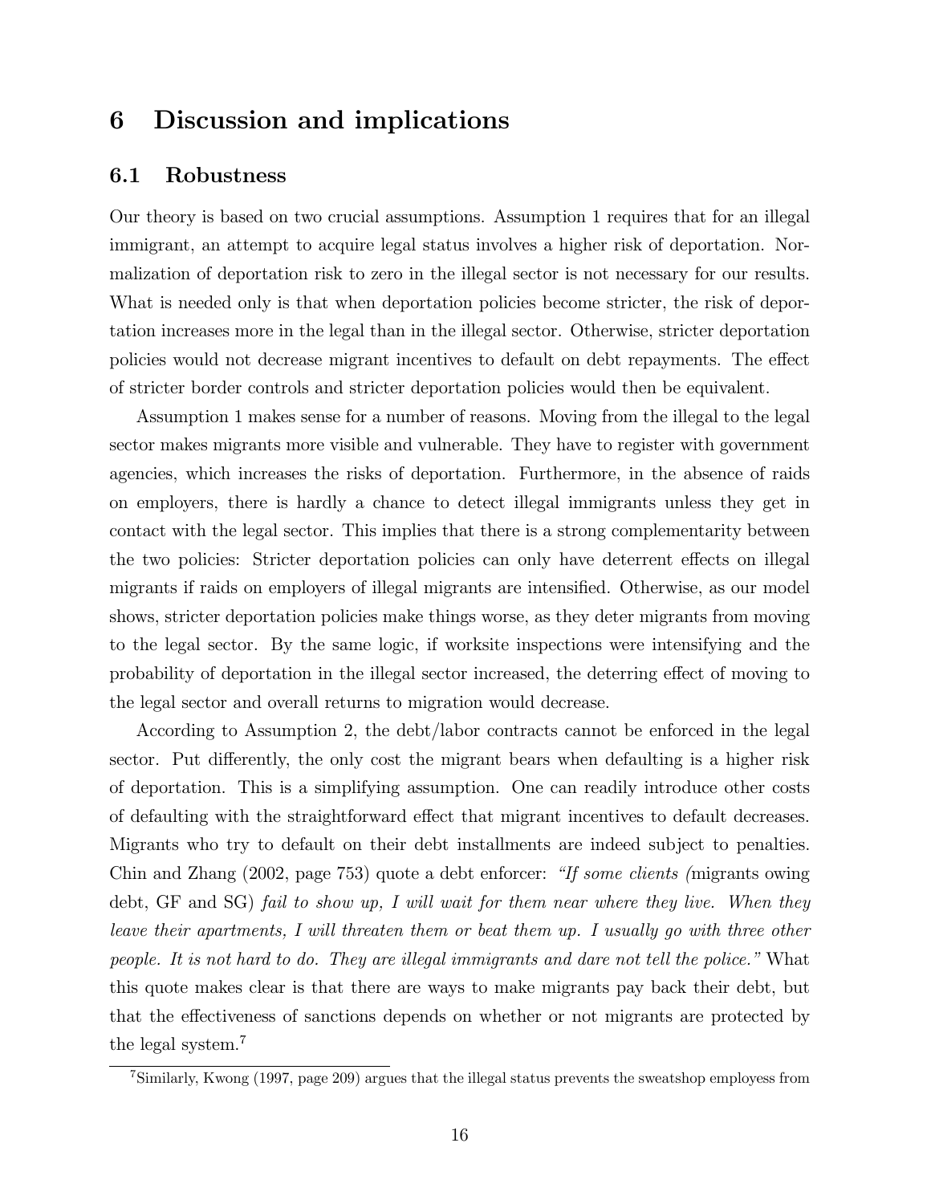# 6 Discussion and implications

## 6.1 Robustness

Our theory is based on two crucial assumptions. Assumption 1 requires that for an illegal immigrant, an attempt to acquire legal status involves a higher risk of deportation. Normalization of deportation risk to zero in the illegal sector is not necessary for our results. What is needed only is that when deportation policies become stricter, the risk of deportation increases more in the legal than in the illegal sector. Otherwise, stricter deportation policies would not decrease migrant incentives to default on debt repayments. The effect of stricter border controls and stricter deportation policies would then be equivalent.

Assumption 1 makes sense for a number of reasons. Moving from the illegal to the legal sector makes migrants more visible and vulnerable. They have to register with government agencies, which increases the risks of deportation. Furthermore, in the absence of raids on employers, there is hardly a chance to detect illegal immigrants unless they get in contact with the legal sector. This implies that there is a strong complementarity between the two policies: Stricter deportation policies can only have deterrent effects on illegal migrants if raids on employers of illegal migrants are intensified. Otherwise, as our model shows, stricter deportation policies make things worse, as they deter migrants from moving to the legal sector. By the same logic, if worksite inspections were intensifying and the probability of deportation in the illegal sector increased, the deterring effect of moving to the legal sector and overall returns to migration would decrease.

According to Assumption 2, the debt/labor contracts cannot be enforced in the legal sector. Put differently, the only cost the migrant bears when defaulting is a higher risk of deportation. This is a simplifying assumption. One can readily introduce other costs of defaulting with the straightforward effect that migrant incentives to default decreases. Migrants who try to default on their debt installments are indeed subject to penalties. Chin and Zhang (2002, page 753) quote a debt enforcer: *"If some clients (*migrants owing debt, GF and SG) *fail to show up, I will wait for them near where they live. When they leave their apartments, I will threaten them or beat them up. I usually go with three other people. It is not hard to do. They are illegal immigrants and dare not tell the police."* What this quote makes clear is that there are ways to make migrants pay back their debt, but that the effectiveness of sanctions depends on whether or not migrants are protected by the legal system.[7]

[7] Similarly, Kwong (1997, page 209) argues that the illegal status prevents the sweatshop employess from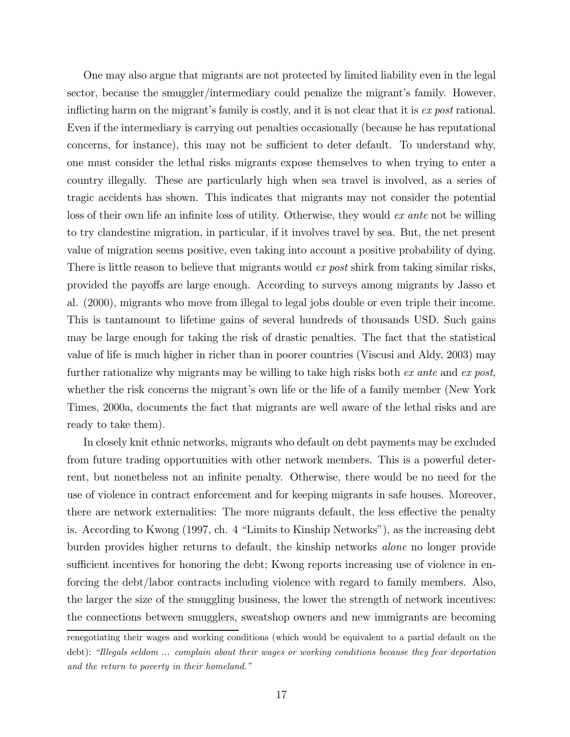One may also argue that migrants are not protected by limited liability even in the legal sector, because the smuggler/intermediary could penalize the migrant's family. However, inflicting harm on the migrant's family is costly, and it is not clear that it is *ex post* rational. Even if the intermediary is carrying out penalties occasionally (because he has reputational concerns, for instance), this may not be sufficient to deter default. To understand why, one must consider the lethal risks migrants expose themselves to when trying to enter a country illegally. These are particularly high when sea travel is involved, as a series of tragic accidents has shown. This indicates that migrants may not consider the potential loss of their own life an infinite loss of utility. Otherwise, they would *ex ante* not be willing to try clandestine migration, in particular, if it involves travel by sea. But, the net present value of migration seems positive, even taking into account a positive probability of dying. There is little reason to believe that migrants would *ex post* shirk from taking similar risks, provided the payoffs are large enough. According to surveys among migrants by Jasso et al. (2000), migrants who move from illegal to legal jobs double or even triple their income. This is tantamount to lifetime gains of several hundreds of thousands USD. Such gains may be large enough for taking the risk of drastic penalties. The fact that the statistical value of life is much higher in richer than in poorer countries (Viscusi and Aldy, 2003) may further rationalize why migrants may be willing to take high risks both *ex ante* and *ex post*, whether the risk concerns the migrant's own life or the life of a family member (New York Times, 2000a, documents the fact that migrants are well aware of the lethal risks and are ready to take them).

In closely knit ethnic networks, migrants who default on debt payments may be excluded from future trading opportunities with other network members. This is a powerful deterrent, but nonetheless not an infinite penalty. Otherwise, there would be no need for the use of violence in contract enforcement and for keeping migrants in safe houses. Moreover, there are network externalities: The more migrants default, the less effective the penalty is. According to Kwong (1997, ch. 4 "Limits to Kinship Networks"), as the increasing debt burden provides higher returns to default, the kinship networks *alone* no longer provide sufficient incentives for honoring the debt; Kwong reports increasing use of violence in enforcing the debt/labor contracts including violence with regard to family members. Also, the larger the size of the smuggling business, the lower the strength of network incentives: the connections between smugglers, sweatshop owners and new immigrants are becoming

---

renegotiating their wages and working conditions (which would be equivalent to a partial default on the debt): *"Illegals seldom ... complain about their wages or working conditions because they fear deportation and the return to poverty in their homeland."*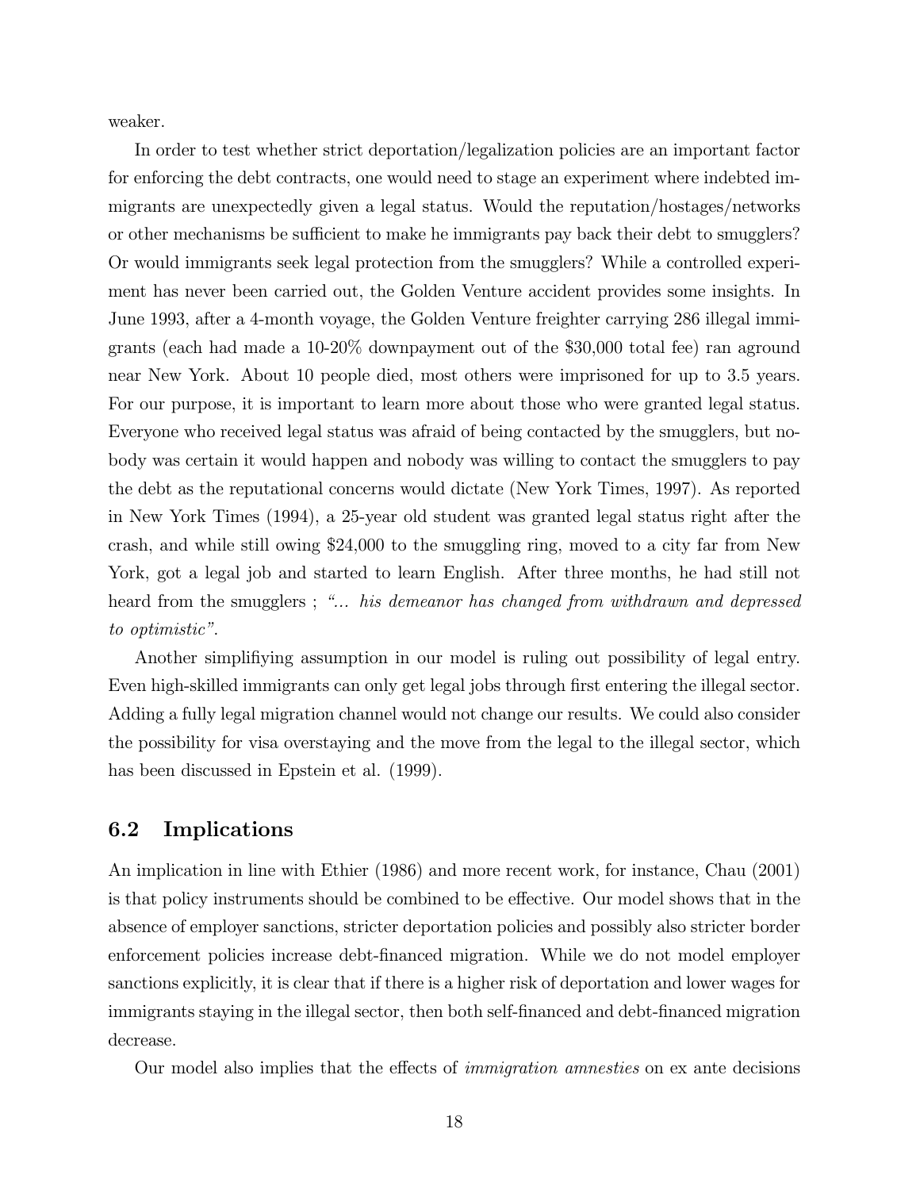weaker.

In order to test whether strict deportation/legalization policies are an important factor for enforcing the debt contracts, one would need to stage an experiment where indebted immigrants are unexpectedly given a legal status. Would the reputation/hostages/networks or other mechanisms be sufficient to make he immigrants pay back their debt to smugglers? Or would immigrants seek legal protection from the smugglers? While a controlled experiment has never been carried out, the Golden Venture accident provides some insights. In June 1993, after a 4-month voyage, the Golden Venture freighter carrying 286 illegal immigrants (each had made a 10-20% downpayment out of the \$30,000 total fee) ran aground near New York. About 10 people died, most others were imprisoned for up to 3.5 years. For our purpose, it is important to learn more about those who were granted legal status. Everyone who received legal status was afraid of being contacted by the smugglers, but nobody was certain it would happen and nobody was willing to contact the smugglers to pay the debt as the reputational concerns would dictate (New York Times, 1997). As reported in New York Times (1994), a 25-year old student was granted legal status right after the crash, and while still owing \$24,000 to the smuggling ring, moved to a city far from New York, got a legal job and started to learn English. After three months, he had still not heard from the smugglers ; *"... his demeanor has changed from withdrawn and depressed to optimistic"*.

Another simplifiying assumption in our model is ruling out possibility of legal entry. Even high-skilled immigrants can only get legal jobs through first entering the illegal sector. Adding a fully legal migration channel would not change our results. We could also consider the possibility for visa overstaying and the move from the legal to the illegal sector, which has been discussed in Epstein et al. (1999).

## 6.2 Implications

An implication in line with Ethier (1986) and more recent work, for instance, Chau (2001) is that policy instruments should be combined to be effective. Our model shows that in the absence of employer sanctions, stricter deportation policies and possibly also stricter border enforcement policies increase debt-financed migration. While we do not model employer sanctions explicitly, it is clear that if there is a higher risk of deportation and lower wages for immigrants staying in the illegal sector, then both self-financed and debt-financed migration decrease.

Our model also implies that the effects of *immigration amnesties* on ex ante decisions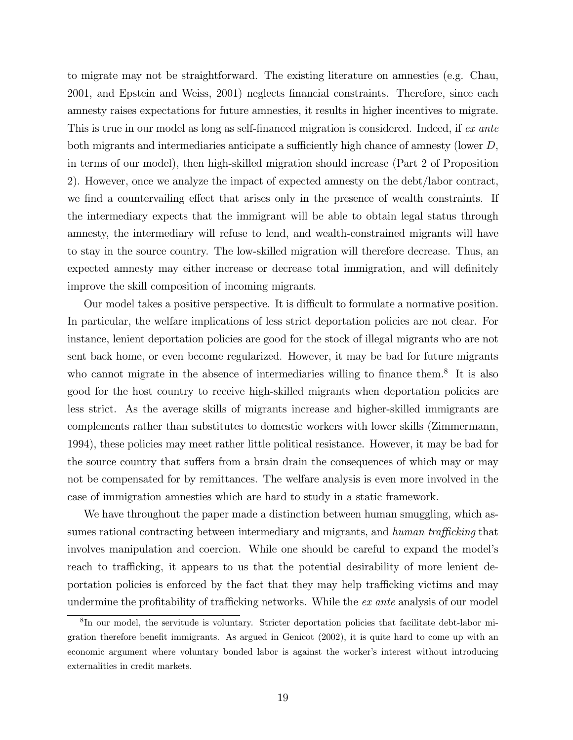to migrate may not be straightforward. The existing literature on amnesties (e.g. Chau, 2001, and Epstein and Weiss, 2001) neglects financial constraints. Therefore, since each amnesty raises expectations for future amnesties, it results in higher incentives to migrate. This is true in our model as long as self-financed migration is considered. Indeed, if *ex ante* both migrants and intermediaries anticipate a sufficiently high chance of amnesty (lower $D$, in terms of our model), then high-skilled migration should increase (Part 2 of Proposition 2). However, once we analyze the impact of expected amnesty on the debt/labor contract, we find a countervailing effect that arises only in the presence of wealth constraints. If the intermediary expects that the immigrant will be able to obtain legal status through amnesty, the intermediary will refuse to lend, and wealth-constrained migrants will have to stay in the source country. The low-skilled migration will therefore decrease. Thus, an expected amnesty may either increase or decrease total immigration, and will definitely improve the skill composition of incoming migrants.

Our model takes a positive perspective. It is difficult to formulate a normative position. In particular, the welfare implications of less strict deportation policies are not clear. For instance, lenient deportation policies are good for the stock of illegal migrants who are not sent back home, or even become regularized. However, it may be bad for future migrants who cannot migrate in the absence of intermediaries willing to finance them.[8] It is also good for the host country to receive high-skilled migrants when deportation policies are less strict. As the average skills of migrants increase and higher-skilled immigrants are complements rather than substitutes to domestic workers with lower skills (Zimmermann, 1994), these policies may meet rather little political resistance. However, it may be bad for the source country that suffers from a brain drain the consequences of which may or may not be compensated for by remittances. The welfare analysis is even more involved in the case of immigration amnesties which are hard to study in a static framework.

We have throughout the paper made a distinction between human smuggling, which assumes rational contracting between intermediary and migrants, and *human trafficking* that involves manipulation and coercion. While one should be careful to expand the model's reach to trafficking, it appears to us that the potential desirability of more lenient deportation policies is enforced by the fact that they may help trafficking victims and may undermine the profitability of trafficking networks. While the *ex ante* analysis of our model

[8] In our model, the servitude is voluntary. Stricter deportation policies that facilitate debt-labor migration therefore benefit immigrants. As argued in Genicot (2002), it is quite hard to come up with an economic argument where voluntary bonded labor is against the worker's interest without introducing externalities in credit markets.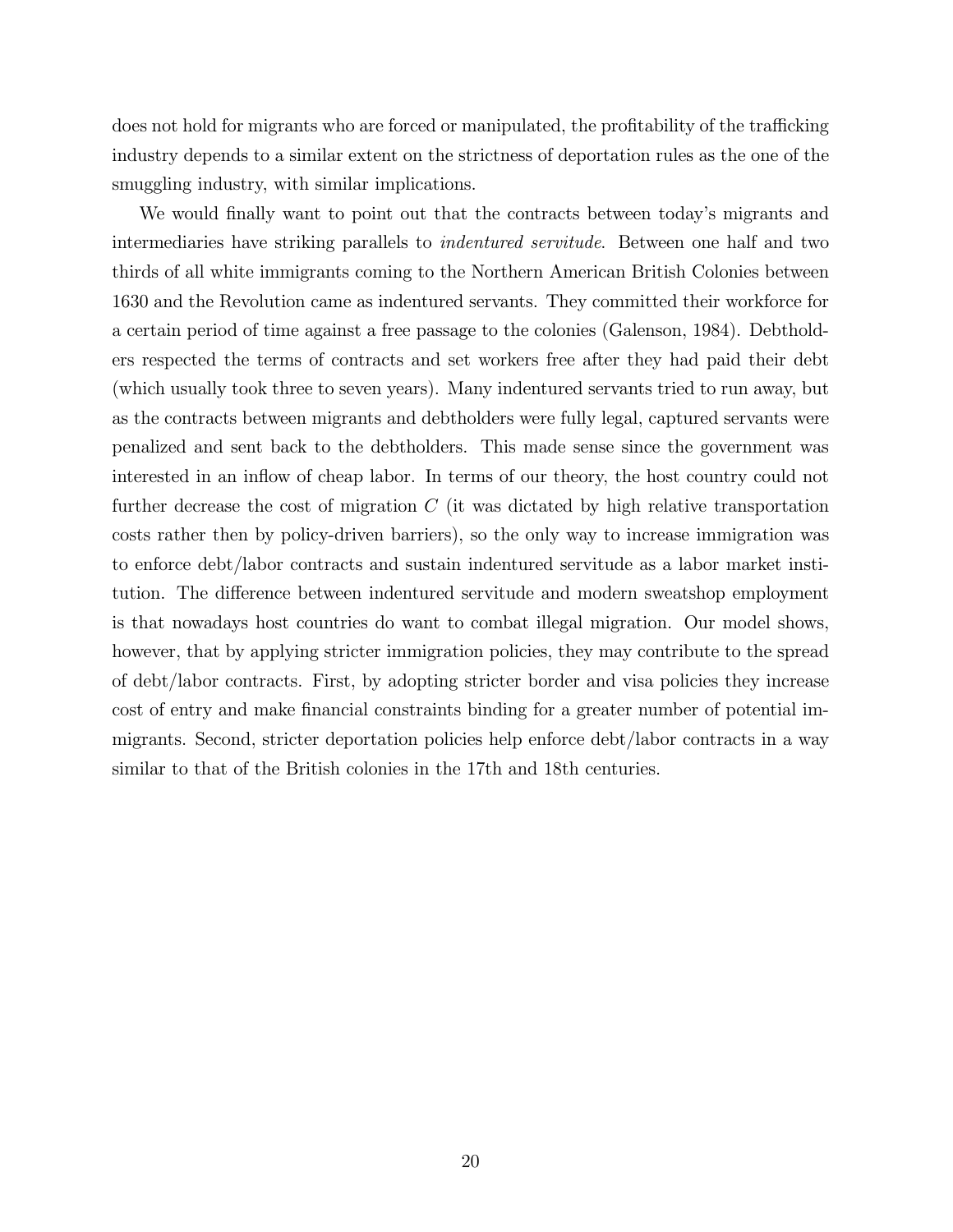does not hold for migrants who are forced or manipulated, the profitability of the trafficking industry depends to a similar extent on the strictness of deportation rules as the one of the smuggling industry, with similar implications.

We would finally want to point out that the contracts between today's migrants and intermediaries have striking parallels to *indentured servitude*. Between one half and two thirds of all white immigrants coming to the Northern American British Colonies between 1630 and the Revolution came as indentured servants. They committed their workforce for a certain period of time against a free passage to the colonies (Galenson, 1984). Debtholders respected the terms of contracts and set workers free after they had paid their debt (which usually took three to seven years). Many indentured servants tried to run away, but as the contracts between migrants and debtholders were fully legal, captured servants were penalized and sent back to the debtholders. This made sense since the government was interested in an inflow of cheap labor. In terms of our theory, the host country could not further decrease the cost of migration $C$ (it was dictated by high relative transportation costs rather then by policy-driven barriers), so the only way to increase immigration was to enforce debt/labor contracts and sustain indentured servitude as a labor market institution. The difference between indentured servitude and modern sweatshop employment is that nowadays host countries do want to combat illegal migration. Our model shows, however, that by applying stricter immigration policies, they may contribute to the spread of debt/labor contracts. First, by adopting stricter border and visa policies they increase cost of entry and make financial constraints binding for a greater number of potential immigrants. Second, stricter deportation policies help enforce debt/labor contracts in a way similar to that of the British colonies in the 17th and 18th centuries.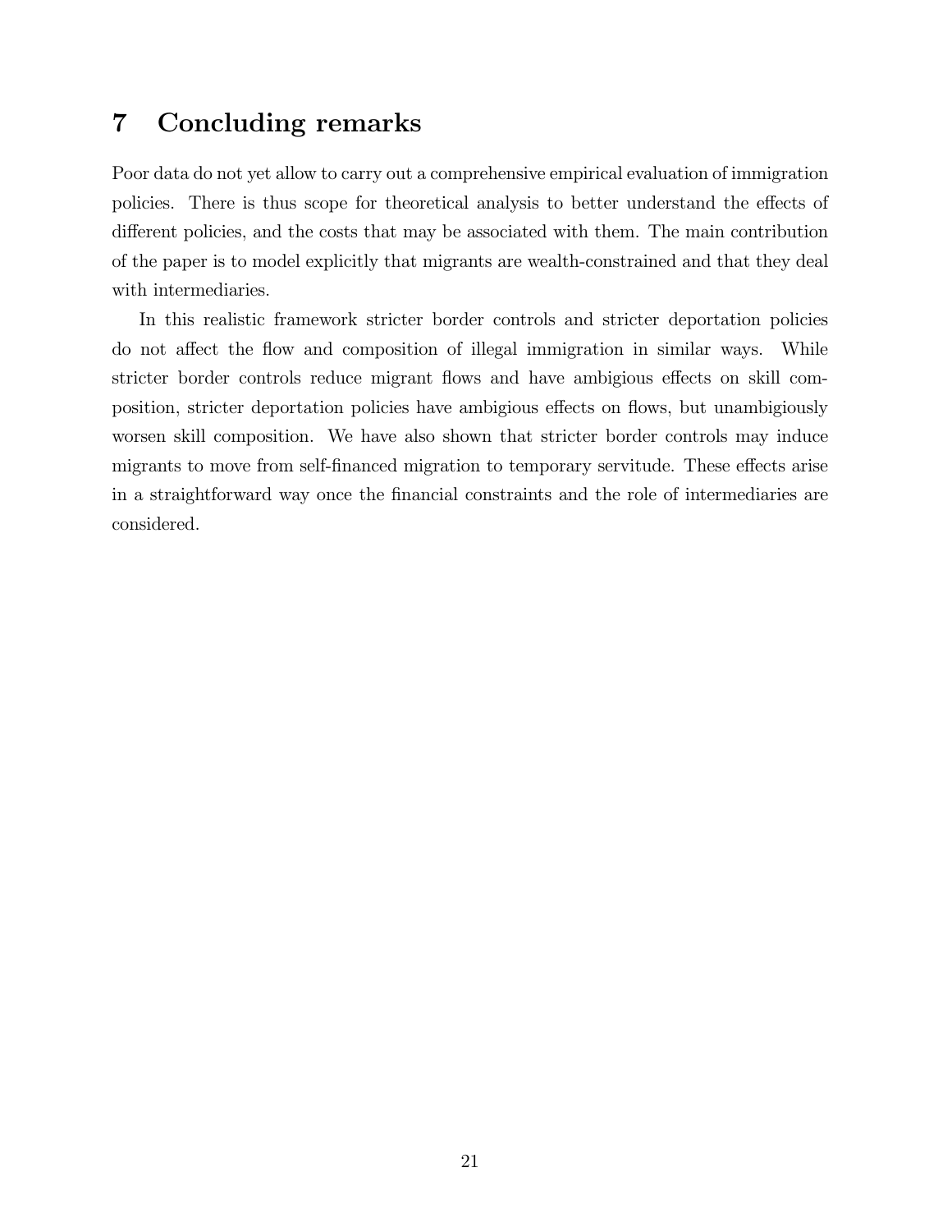# 7 Concluding remarks

Poor data do not yet allow to carry out a comprehensive empirical evaluation of immigration policies. There is thus scope for theoretical analysis to better understand the effects of different policies, and the costs that may be associated with them. The main contribution of the paper is to model explicitly that migrants are wealth-constrained and that they deal with intermediaries.

In this realistic framework stricter border controls and stricter deportation policies do not affect the flow and composition of illegal immigration in similar ways. While stricter border controls reduce migrant flows and have ambigious effects on skill composition, stricter deportation policies have ambigious effects on flows, but unambigiously worsen skill composition. We have also shown that stricter border controls may induce migrants to move from self-financed migration to temporary servitude. These effects arise in a straightforward way once the financial constraints and the role of intermediaries are considered.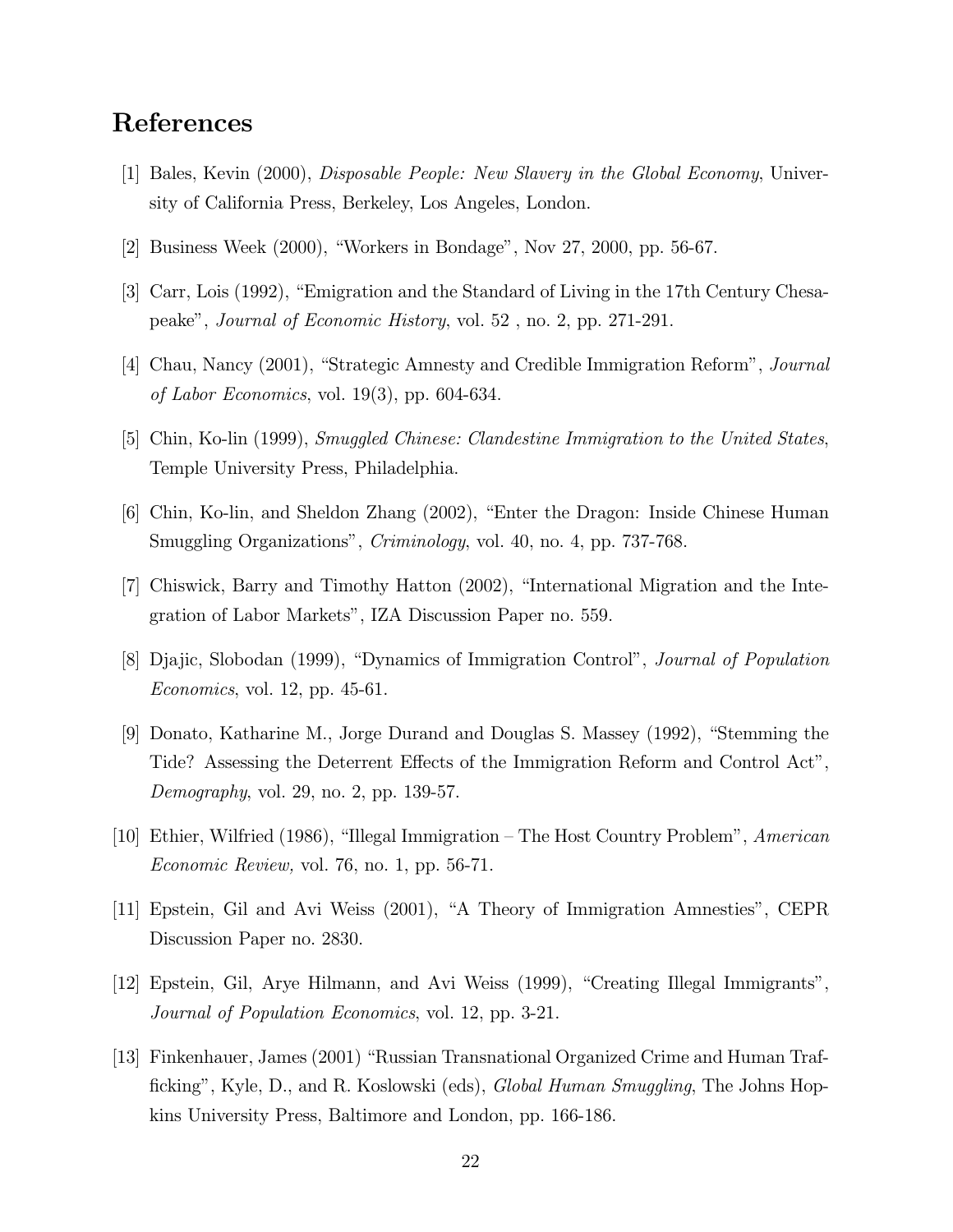# References

[1] Bales, Kevin (2000), *Disposable People: New Slavery in the Global Economy*, University of California Press, Berkeley, Los Angeles, London.

[2] Business Week (2000), "Workers in Bondage", Nov 27, 2000, pp. 56-67.

[3] Carr, Lois (1992), "Emigration and the Standard of Living in the 17th Century Chesapeake", *Journal of Economic History*, vol. 52 , no. 2, pp. 271-291.

[4] Chau, Nancy (2001), "Strategic Amnesty and Credible Immigration Reform", *Journal of Labor Economics*, vol. 19(3), pp. 604-634.

[5] Chin, Ko-lin (1999), *Smuggled Chinese: Clandestine Immigration to the United States*, Temple University Press, Philadelphia.

[6] Chin, Ko-lin, and Sheldon Zhang (2002), "Enter the Dragon: Inside Chinese Human Smuggling Organizations", *Criminology*, vol. 40, no. 4, pp. 737-768.

[7] Chiswick, Barry and Timothy Hatton (2002), "International Migration and the Integration of Labor Markets", IZA Discussion Paper no. 559.

[8] Djajic, Slobodan (1999), "Dynamics of Immigration Control", *Journal of Population Economics*, vol. 12, pp. 45-61.

[9] Donato, Katharine M., Jorge Durand and Douglas S. Massey (1992), "Stemming the Tide? Assessing the Deterrent Effects of the Immigration Reform and Control Act", *Demography*, vol. 29, no. 2, pp. 139-57.

[10] Ethier, Wilfried (1986), "Illegal Immigration – The Host Country Problem", *American Economic Review,* vol. 76, no. 1, pp. 56-71.

[11] Epstein, Gil and Avi Weiss (2001), "A Theory of Immigration Amnesties", CEPR Discussion Paper no. 2830.

[12] Epstein, Gil, Arye Hilmann, and Avi Weiss (1999), "Creating Illegal Immigrants", *Journal of Population Economics*, vol. 12, pp. 3-21.

[13] Finkenhauer, James (2001) "Russian Transnational Organized Crime and Human Trafficking", Kyle, D., and R. Koslowski (eds), *Global Human Smuggling*, The Johns Hopkins University Press, Baltimore and London, pp. 166-186.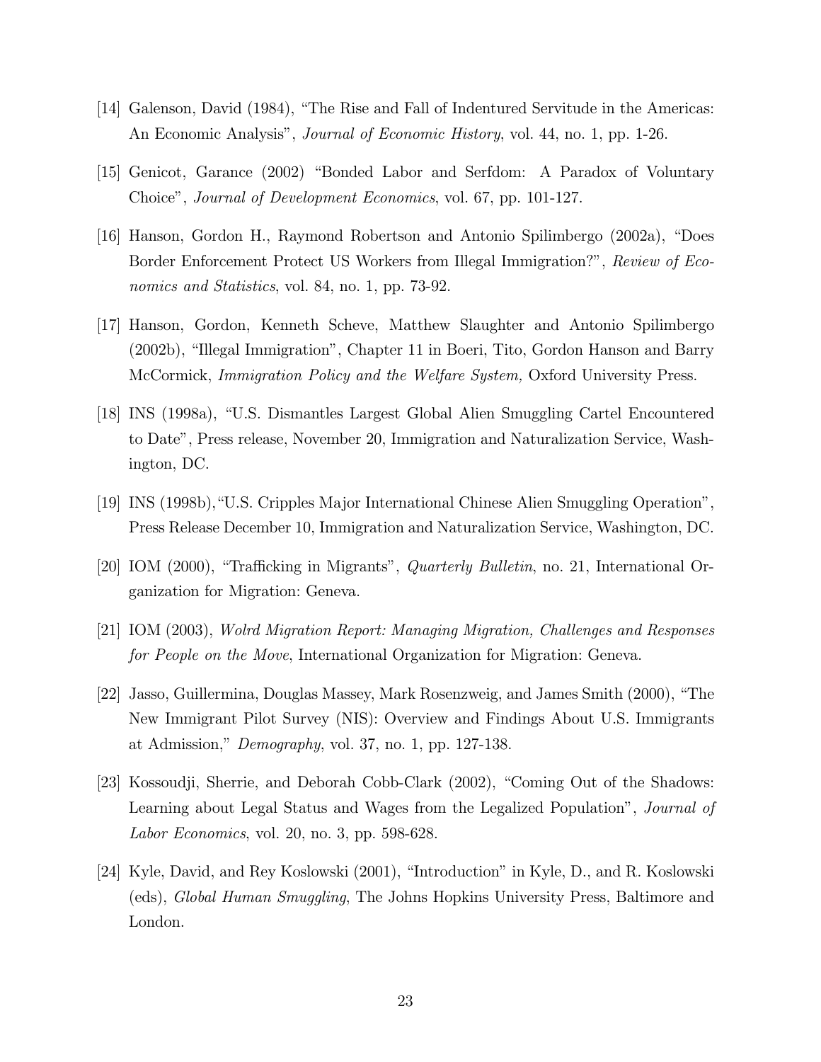[14] Galenson, David (1984), "The Rise and Fall of Indentured Servitude in the Americas: An Economic Analysis", *Journal of Economic History*, vol. 44, no. 1, pp. 1-26.

[15] Genicot, Garance (2002) "Bonded Labor and Serfdom: A Paradox of Voluntary Choice", *Journal of Development Economics*, vol. 67, pp. 101-127.

[16] Hanson, Gordon H., Raymond Robertson and Antonio Spilimbergo (2002a), "Does Border Enforcement Protect US Workers from Illegal Immigration?", *Review of Economics and Statistics*, vol. 84, no. 1, pp. 73-92.

[17] Hanson, Gordon, Kenneth Scheve, Matthew Slaughter and Antonio Spilimbergo (2002b), "Illegal Immigration", Chapter 11 in Boeri, Tito, Gordon Hanson and Barry McCormick, *Immigration Policy and the Welfare System,* Oxford University Press.

[18] INS (1998a), "U.S. Dismantles Largest Global Alien Smuggling Cartel Encountered to Date", Press release, November 20, Immigration and Naturalization Service, Washington, DC.

[19] INS (1998b),"U.S. Cripples Major International Chinese Alien Smuggling Operation", Press Release December 10, Immigration and Naturalization Service, Washington, DC.

[20] IOM (2000), "Trafficking in Migrants", *Quarterly Bulletin*, no. 21, International Organization for Migration: Geneva.

[21] IOM (2003), *Wolrd Migration Report: Managing Migration, Challenges and Responses for People on the Move*, International Organization for Migration: Geneva.

[22] Jasso, Guillermina, Douglas Massey, Mark Rosenzweig, and James Smith (2000), "The New Immigrant Pilot Survey (NIS): Overview and Findings About U.S. Immigrants at Admission," *Demography*, vol. 37, no. 1, pp. 127-138.

[23] Kossoudji, Sherrie, and Deborah Cobb-Clark (2002), "Coming Out of the Shadows: Learning about Legal Status and Wages from the Legalized Population", *Journal of Labor Economics*, vol. 20, no. 3, pp. 598-628.

[24] Kyle, David, and Rey Koslowski (2001), "Introduction" in Kyle, D., and R. Koslowski (eds), *Global Human Smuggling*, The Johns Hopkins University Press, Baltimore and London.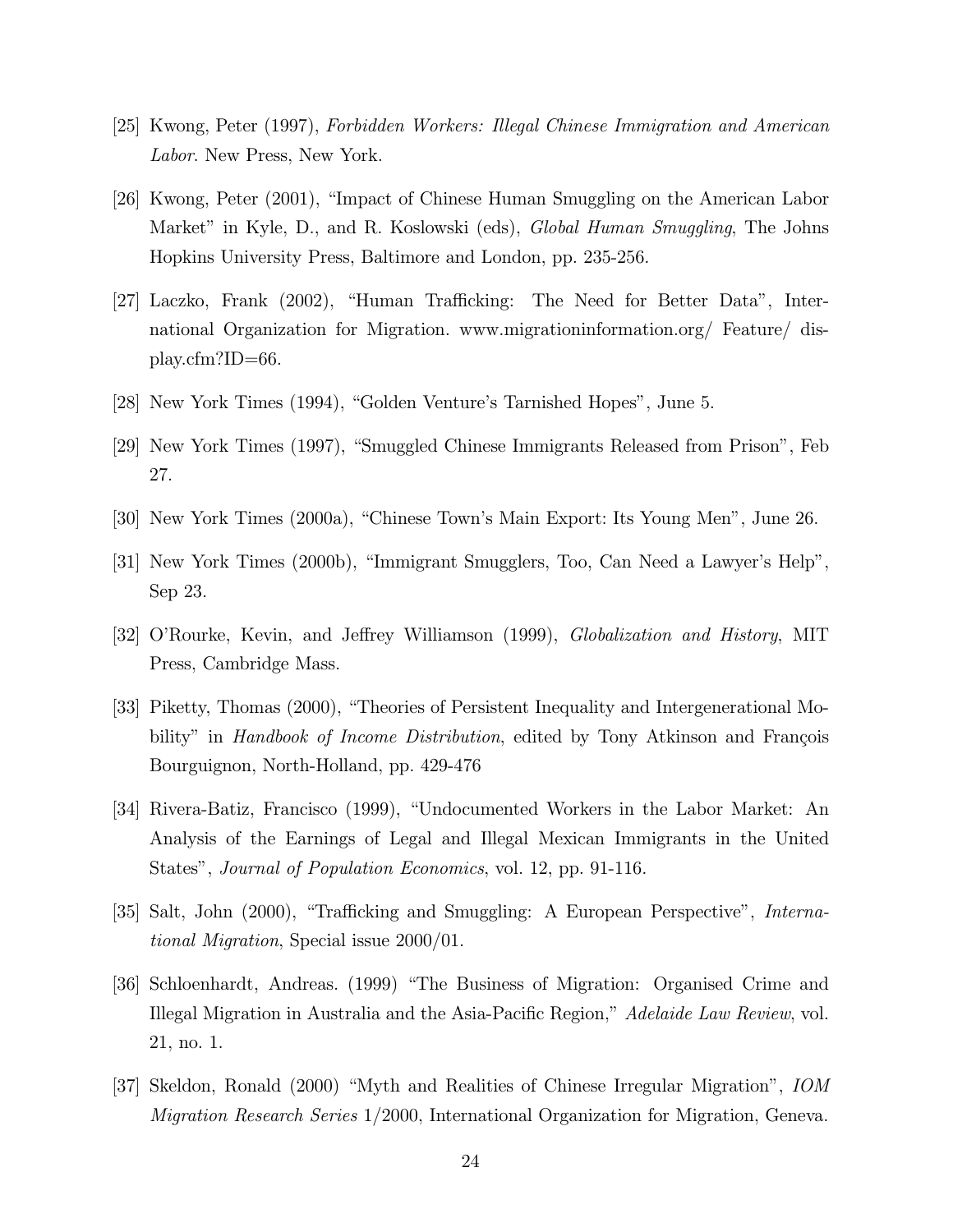[25] Kwong, Peter (1997), *Forbidden Workers: Illegal Chinese Immigration and American Labor*. New Press, New York.

[26] Kwong, Peter (2001), "Impact of Chinese Human Smuggling on the American Labor Market" in Kyle, D., and R. Koslowski (eds), *Global Human Smuggling*, The Johns Hopkins University Press, Baltimore and London, pp. 235-256.

[27] Laczko, Frank (2002), "Human Trafficking: The Need for Better Data", International Organization for Migration. www.migrationinformation.org/ Feature/ display.cfm?ID=66.

[28] New York Times (1994), "Golden Venture's Tarnished Hopes", June 5.

[29] New York Times (1997), "Smuggled Chinese Immigrants Released from Prison", Feb 27.

[30] New York Times (2000a), "Chinese Town's Main Export: Its Young Men", June 26.

[31] New York Times (2000b), "Immigrant Smugglers, Too, Can Need a Lawyer's Help", Sep 23.

[32] O'Rourke, Kevin, and Jeffrey Williamson (1999), *Globalization and History*, MIT Press, Cambridge Mass.

[33] Piketty, Thomas (2000), "Theories of Persistent Inequality and Intergenerational Mobility" in *Handbook of Income Distribution*, edited by Tony Atkinson and François Bourguignon, North-Holland, pp. 429-476

[34] Rivera-Batiz, Francisco (1999), "Undocumented Workers in the Labor Market: An Analysis of the Earnings of Legal and Illegal Mexican Immigrants in the United States", *Journal of Population Economics*, vol. 12, pp. 91-116.

[35] Salt, John (2000), "Trafficking and Smuggling: A European Perspective", *International Migration*, Special issue 2000/01.

[36] Schloenhardt, Andreas. (1999) "The Business of Migration: Organised Crime and Illegal Migration in Australia and the Asia-Pacific Region," *Adelaide Law Review*, vol. 21, no. 1.

[37] Skeldon, Ronald (2000) "Myth and Realities of Chinese Irregular Migration", *IOM Migration Research Series* 1/2000, International Organization for Migration, Geneva.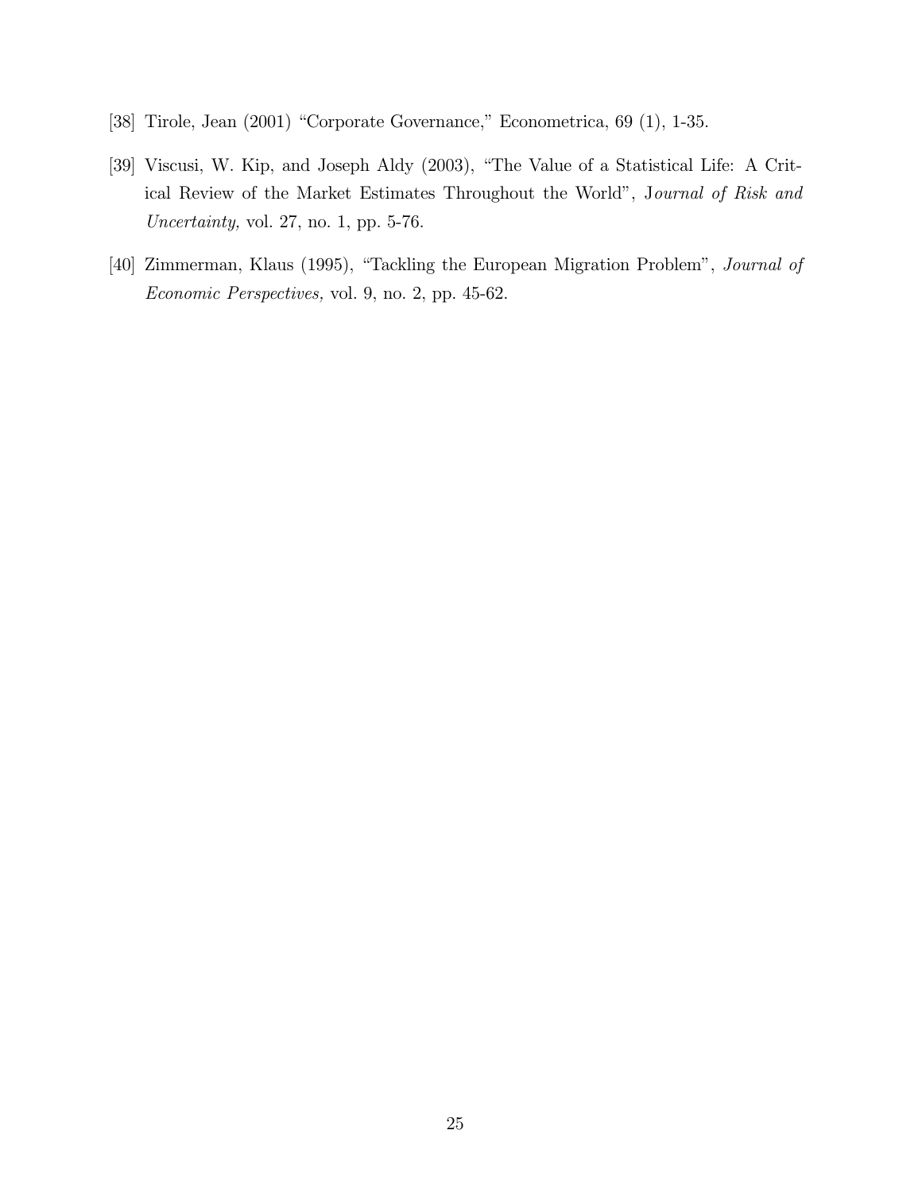[38] Tirole, Jean (2001) "Corporate Governance," Econometrica, 69 (1), 1-35.

[39] Viscusi, W. Kip, and Joseph Aldy (2003), "The Value of a Statistical Life: A Critical Review of the Market Estimates Throughout the World", J*ournal of Risk and Uncertainty,* vol. 27, no. 1, pp. 5-76.

[40] Zimmerman, Klaus (1995), "Tackling the European Migration Problem", *Journal of Economic Perspectives,* vol. 9, no. 2, pp. 45-62.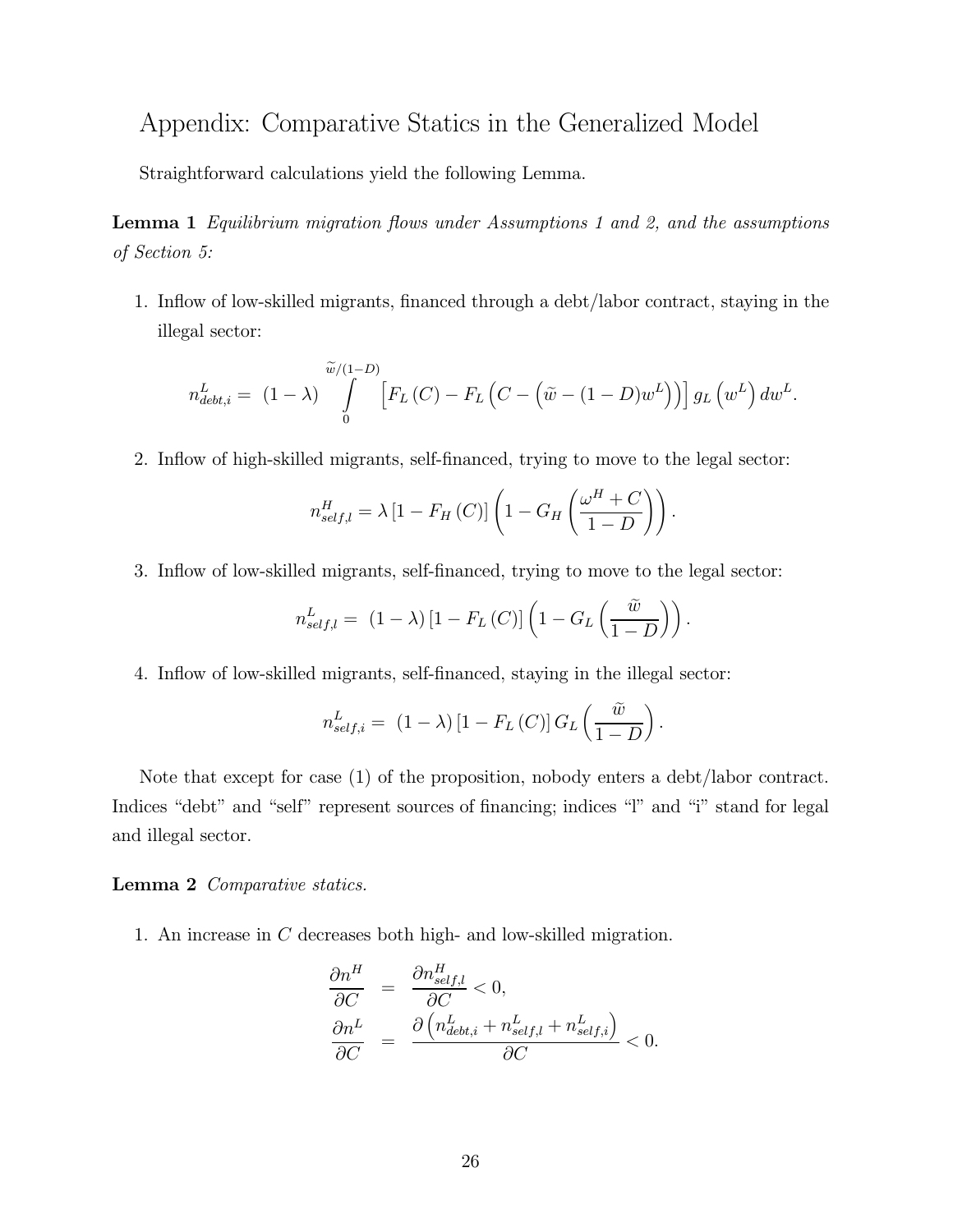# Appendix: Comparative Statics in the Generalized Model

Straightforward calculations yield the following Lemma.

**Lemma 1** *Equilibrium migration flows under Assumptions 1 and 2, and the assumptions of Section 5:*

1. Inflow of low-skilled migrants, financed through a debt/labor contract, staying in the illegal sector:

$$n^L_{debt,i} = (1-\lambda) \int_0^{\widetilde{w}/(1-D)} \left[ F_L(C) - F_L\left(C - \left(\widetilde{w} - (1-D)w^L\right)\right)\right] g_L\left(w^L\right) dw^L.$$

2. Inflow of high-skilled migrants, self-financed, trying to move to the legal sector:

$$n^H_{self,l} = \lambda \left[1 - F_H(C)\right] \left(1 - G_H\left(\frac{\omega^H + C}{1-D}\right)\right).$$

3. Inflow of low-skilled migrants, self-financed, trying to move to the legal sector:

$$n^L_{self,l} = (1-\lambda)\left[1 - F_L(C)\right]\left(1 - G_L\left(\frac{\widetilde{w}}{1-D}\right)\right).$$

4. Inflow of low-skilled migrants, self-financed, staying in the illegal sector:

$$n^L_{self,i} = (1-\lambda)\left[1 - F_L(C)\right] G_L\left(\frac{\widetilde{w}}{1-D}\right).$$

Note that except for case (1) of the proposition, nobody enters a debt/labor contract. Indices "debt" and "self" represent sources of financing; indices "l" and "i" stand for legal and illegal sector.

**Lemma 2** *Comparative statics.*

1. An increase in $C$ decreases both high- and low-skilled migration.

$$\begin{aligned}
\frac{\partial n^H}{\partial C} &= \frac{\partial n^H_{self,l}}{\partial C} < 0, \\
\frac{\partial n^L}{\partial C} &= \frac{\partial \left(n^L_{debt,i} + n^L_{self,l} + n^L_{self,i}\right)}{\partial C} < 0.
\end{aligned}$$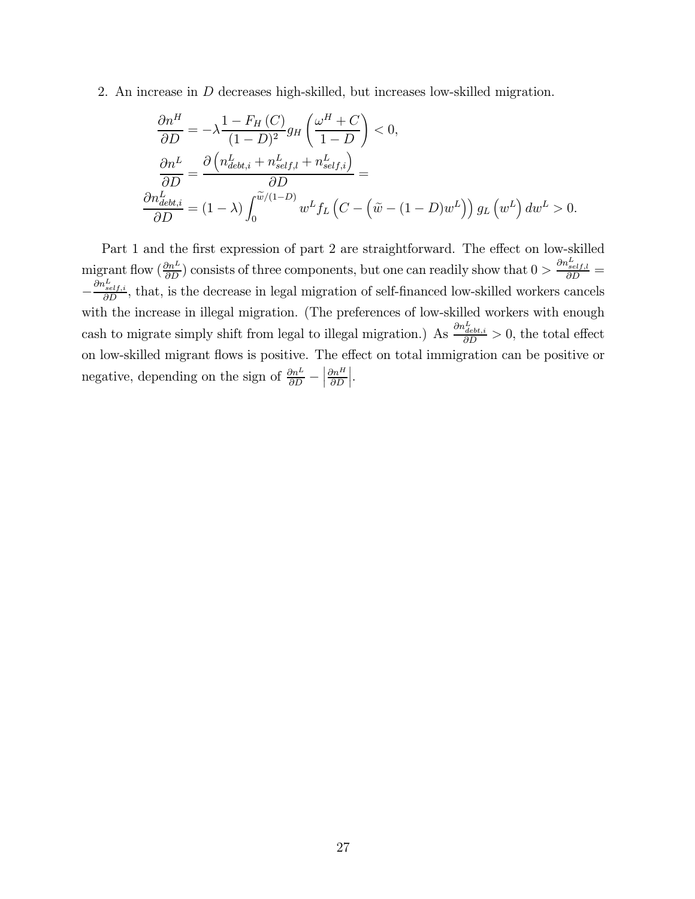2. An increase in $D$ decreases high-skilled, but increases low-skilled migration.

$$
\begin{aligned}
\frac{\partial n^H}{\partial D} &= -\lambda \frac{1 - F_H(C)}{(1-D)^2} g_H\left(\frac{\omega^H + C}{1-D}\right) < 0, \\
\frac{\partial n^L}{\partial D} &= \frac{\partial\left(n^L_{debt,i} + n^L_{self,l} + n^L_{self,i}\right)}{\partial D} = \\
\frac{\partial n^L_{debt,i}}{\partial D} &= (1-\lambda)\int_0^{\widetilde{w}/(1-D)} w^L f_L\left(C - \left(\widetilde{w} - (1-D)w^L\right)\right) g_L\left(w^L\right) dw^L > 0.
\end{aligned}
$$

Part 1 and the first expression of part 2 are straightforward. The effect on low-skilled migrant flow ($\frac{\partial n^L}{\partial D}$) consists of three components, but one can readily show that $0 > \frac{\partial n^L_{self,l}}{\partial D} = -\frac{\partial n^L_{self,i}}{\partial D}$, that, is the decrease in legal migration of self-financed low-skilled workers cancels with the increase in illegal migration. (The preferences of low-skilled workers with enough cash to migrate simply shift from legal to illegal migration.) As $\frac{\partial n^L_{debt,i}}{\partial D} > 0$, the total effect on low-skilled migrant flows is positive. The effect on total immigration can be positive or negative, depending on the sign of $\frac{\partial n^L}{\partial D} - \left|\frac{\partial n^H}{\partial D}\right|$.